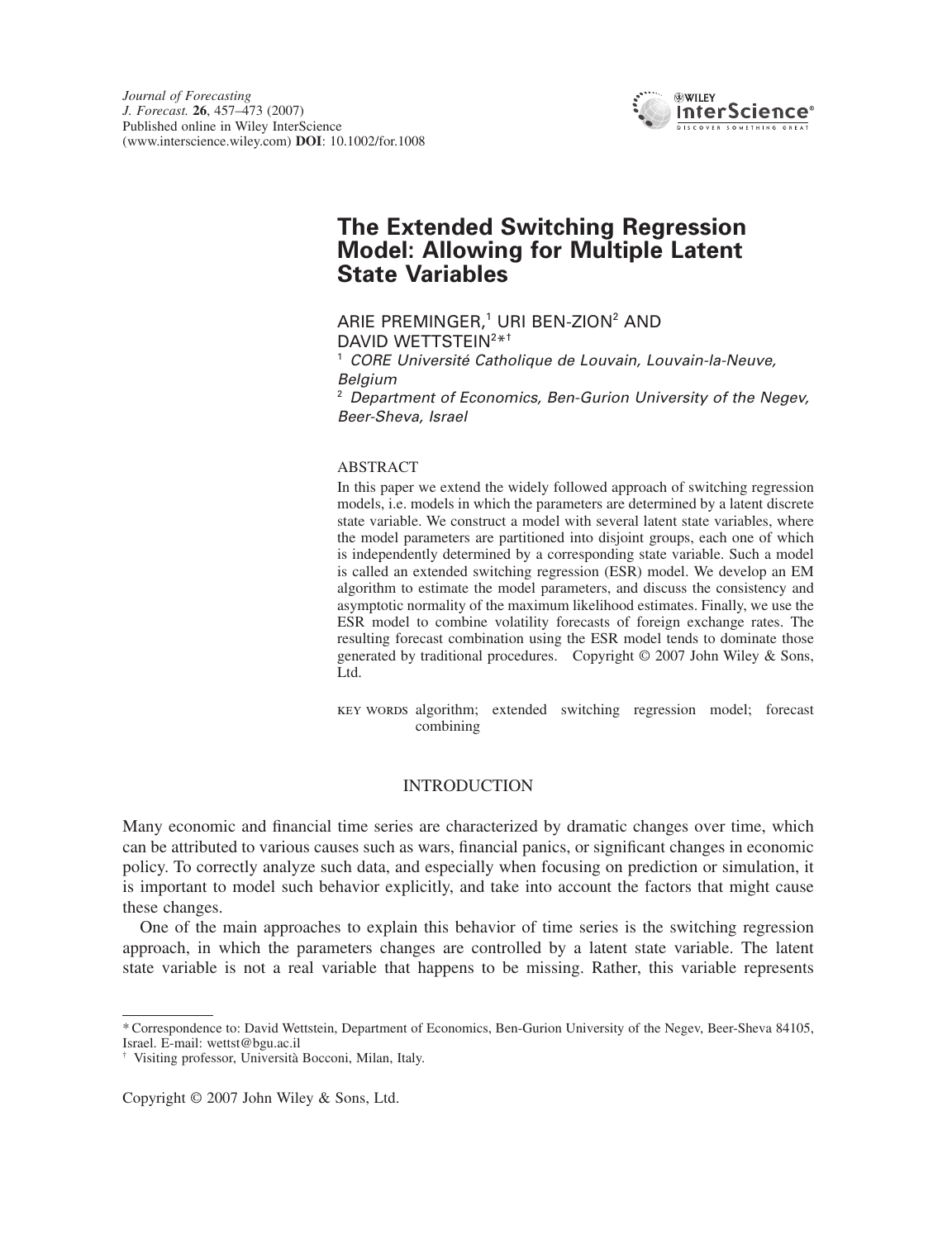# The Extended Switching Regression Model: Allowing for Multiple Latent State Variables

ARIE PREMINGER,[1] URI BEN-ZION[2] AND DAVID WETTSTEIN[2]*†

[1] *CORE Université Catholique de Louvain, Louvain-la-Neuve, Belgium*

[2] *Department of Economics, Ben-Gurion University of the Negev, Beer-Sheva, Israel*

## ABSTRACT

In this paper we extend the widely followed approach of switching regression models, i.e. models in which the parameters are determined by a latent discrete state variable. We construct a model with several latent state variables, where the model parameters are partitioned into disjoint groups, each one of which is independently determined by a corresponding state variable. Such a model is called an extended switching regression (ESR) model. We develop an EM algorithm to estimate the model parameters, and discuss the consistency and asymptotic normality of the maximum likelihood estimates. Finally, we use the ESR model to combine volatility forecasts of foreign exchange rates. The resulting forecast combination using the ESR model tends to dominate those generated by traditional procedures. Copyright © 2007 John Wiley & Sons, Ltd.

KEY WORDS algorithm; extended switching regression model; forecast combining

## INTRODUCTION

Many economic and financial time series are characterized by dramatic changes over time, which can be attributed to various causes such as wars, financial panics, or significant changes in economic policy. To correctly analyze such data, and especially when focusing on prediction or simulation, it is important to model such behavior explicitly, and take into account the factors that might cause these changes.

One of the main approaches to explain this behavior of time series is the switching regression approach, in which the parameters changes are controlled by a latent state variable. The latent state variable is not a real variable that happens to be missing. Rather, this variable represents

---

\* Correspondence to: David Wettstein, Department of Economics, Ben-Gurion University of the Negev, Beer-Sheva 84105, Israel. E-mail: wettst@bgu.ac.il

† Visiting professor, Università Bocconi, Milan, Italy.

Copyright © 2007 John Wiley & Sons, Ltd.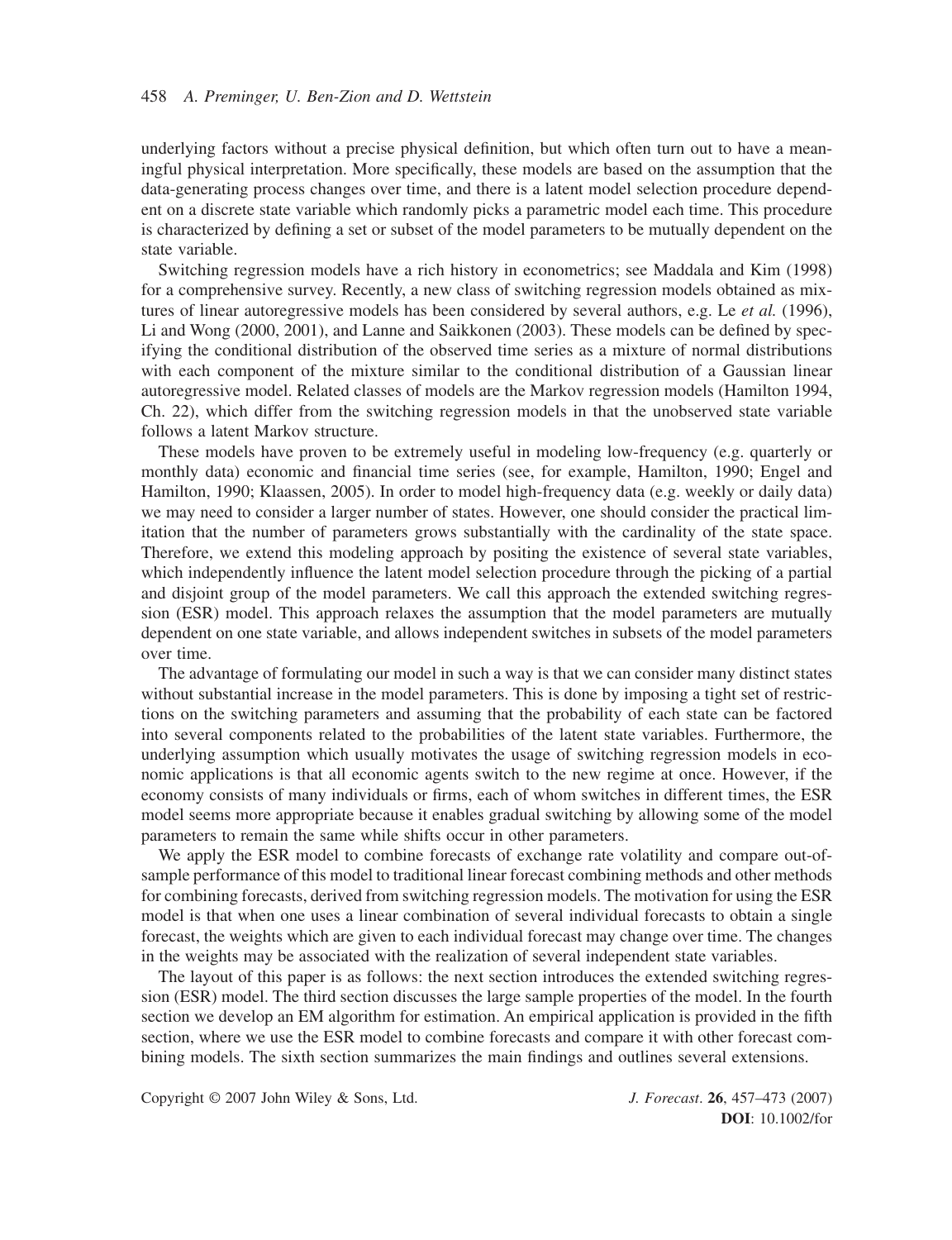underlying factors without a precise physical definition, but which often turn out to have a meaningful physical interpretation. More specifically, these models are based on the assumption that the data-generating process changes over time, and there is a latent model selection procedure dependent on a discrete state variable which randomly picks a parametric model each time. This procedure is characterized by defining a set or subset of the model parameters to be mutually dependent on the state variable.

Switching regression models have a rich history in econometrics; see Maddala and Kim (1998) for a comprehensive survey. Recently, a new class of switching regression models obtained as mixtures of linear autoregressive models has been considered by several authors, e.g. Le *et al.* (1996), Li and Wong (2000, 2001), and Lanne and Saikkonen (2003). These models can be defined by specifying the conditional distribution of the observed time series as a mixture of normal distributions with each component of the mixture similar to the conditional distribution of a Gaussian linear autoregressive model. Related classes of models are the Markov regression models (Hamilton 1994, Ch. 22), which differ from the switching regression models in that the unobserved state variable follows a latent Markov structure.

These models have proven to be extremely useful in modeling low-frequency (e.g. quarterly or monthly data) economic and financial time series (see, for example, Hamilton, 1990; Engel and Hamilton, 1990; Klaassen, 2005). In order to model high-frequency data (e.g. weekly or daily data) we may need to consider a larger number of states. However, one should consider the practical limitation that the number of parameters grows substantially with the cardinality of the state space. Therefore, we extend this modeling approach by positing the existence of several state variables, which independently influence the latent model selection procedure through the picking of a partial and disjoint group of the model parameters. We call this approach the extended switching regression (ESR) model. This approach relaxes the assumption that the model parameters are mutually dependent on one state variable, and allows independent switches in subsets of the model parameters over time.

The advantage of formulating our model in such a way is that we can consider many distinct states without substantial increase in the model parameters. This is done by imposing a tight set of restrictions on the switching parameters and assuming that the probability of each state can be factored into several components related to the probabilities of the latent state variables. Furthermore, the underlying assumption which usually motivates the usage of switching regression models in economic applications is that all economic agents switch to the new regime at once. However, if the economy consists of many individuals or firms, each of whom switches in different times, the ESR model seems more appropriate because it enables gradual switching by allowing some of the model parameters to remain the same while shifts occur in other parameters.

We apply the ESR model to combine forecasts of exchange rate volatility and compare out-of-sample performance of this model to traditional linear forecast combining methods and other methods for combining forecasts, derived from switching regression models. The motivation for using the ESR model is that when one uses a linear combination of several individual forecasts to obtain a single forecast, the weights which are given to each individual forecast may change over time. The changes in the weights may be associated with the realization of several independent state variables.

The layout of this paper is as follows: the next section introduces the extended switching regression (ESR) model. The third section discusses the large sample properties of the model. In the fourth section we develop an EM algorithm for estimation. An empirical application is provided in the fifth section, where we use the ESR model to combine forecasts and compare it with other forecast combining models. The sixth section summarizes the main findings and outlines several extensions.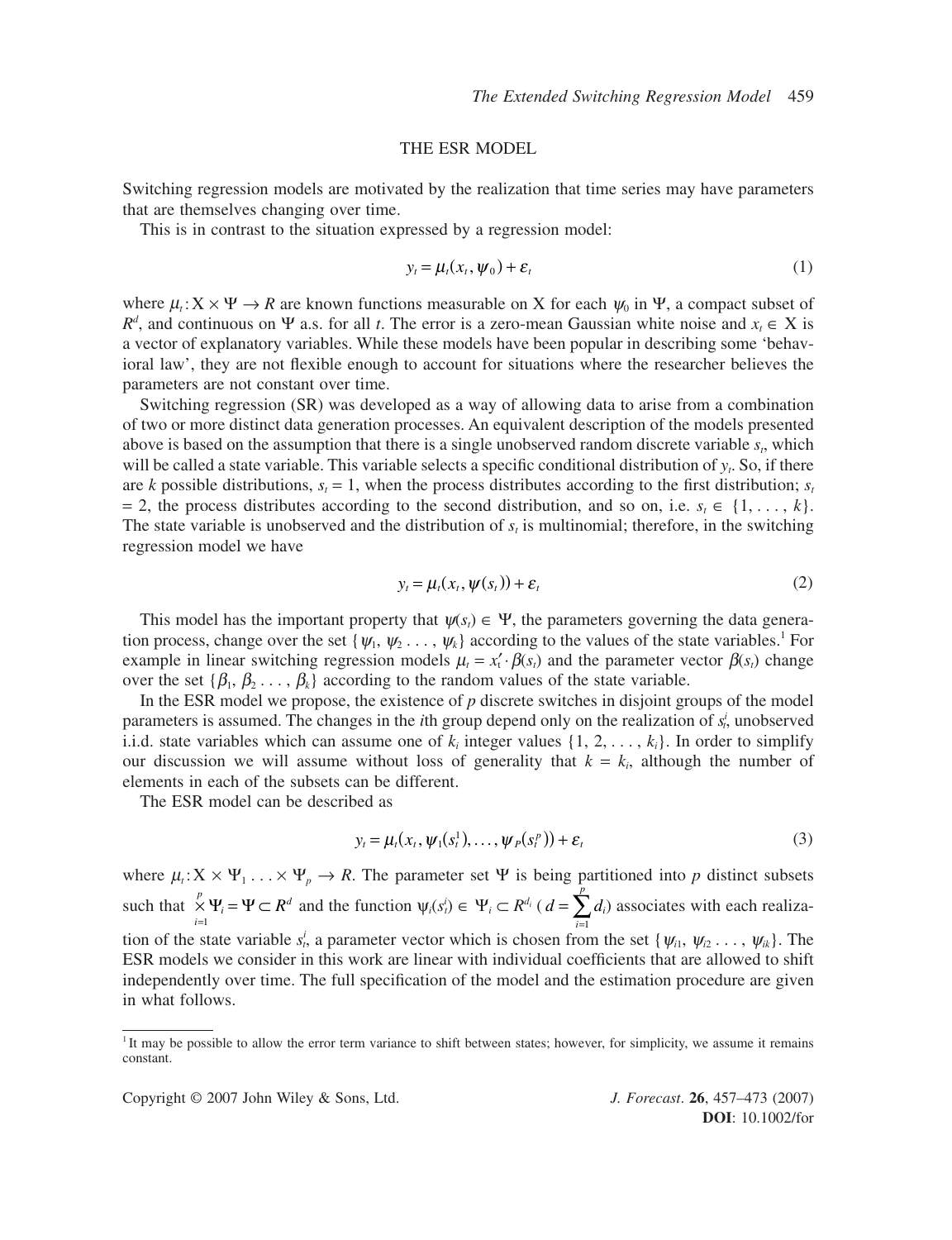## THE ESR MODEL

Switching regression models are motivated by the realization that time series may have parameters that are themselves changing over time.

This is in contrast to the situation expressed by a regression model:

$$y_t = \mu_t(x_t, \psi_0) + \varepsilon_t \tag{1}$$

where $\mu_t: \mathrm{X} \times \Psi \rightarrow R$ are known functions measurable on X for each $\psi_0$ in $\Psi$, a compact subset of $R^d$, and continuous on $\Psi$ a.s. for all $t$. The error is a zero-mean Gaussian white noise and $x_t \in \mathrm{X}$ is a vector of explanatory variables. While these models have been popular in describing some 'behavioral law', they are not flexible enough to account for situations where the researcher believes the parameters are not constant over time.

Switching regression (SR) was developed as a way of allowing data to arise from a combination of two or more distinct data generation processes. An equivalent description of the models presented above is based on the assumption that there is a single unobserved random discrete variable $s_t$, which will be called a state variable. This variable selects a specific conditional distribution of $y_t$. So, if there are $k$ possible distributions, $s_t = 1$, when the process distributes according to the first distribution; $s_t = 2$, the process distributes according to the second distribution, and so on, i.e. $s_t \in \{1, \ldots, k\}$. The state variable is unobserved and the distribution of $s_t$ is multinomial; therefore, in the switching regression model we have

$$y_t = \mu_t(x_t, \psi(s_t)) + \varepsilon_t \tag{2}$$

This model has the important property that $\psi(s_t) \in \Psi$, the parameters governing the data generation process, change over the set $\{\psi_1, \psi_2 \ldots, \psi_k\}$ according to the values of the state variables.[1] For example in linear switching regression models $\mu_t = x_t' \cdot \beta(s_t)$ and the parameter vector $\beta(s_t)$ change over the set $\{\beta_1, \beta_2 \ldots, \beta_k\}$ according to the random values of the state variable.

In the ESR model we propose, the existence of $p$ discrete switches in disjoint groups of the model parameters is assumed. The changes in the $i$th group depend only on the realization of $s_t^i$, unobserved i.i.d. state variables which can assume one of $k_i$ integer values $\{1, 2, \ldots, k_i\}$. In order to simplify our discussion we will assume without loss of generality that $k = k_i$, although the number of elements in each of the subsets can be different.

The ESR model can be described as

$$y_t = \mu_t(x_t, \psi_1(s_t^1), \ldots, \psi_P(s_t^p)) + \varepsilon_t \tag{3}$$

where $\mu_t: \mathrm{X} \times \Psi_1 \ldots \times \Psi_p \rightarrow R$. The parameter set $\Psi$ is being partitioned into $p$ distinct subsets such that $\times_{i=1}^{p} \Psi_i = \Psi \subset R^d$ and the function $\psi_i(s_t^i) \in \Psi_i \subset R^{d_i}$ ($d = \sum_{i=1}^{p} d_i$) associates with each realization of the state variable $s_t^i$, a parameter vector which is chosen from the set $\{\psi_{i1}, \psi_{i2} \ldots, \psi_{ik}\}$. The ESR models we consider in this work are linear with individual coefficients that are allowed to shift independently over time. The full specification of the model and the estimation procedure are given in what follows.

[1] It may be possible to allow the error term variance to shift between states; however, for simplicity, we assume it remains constant.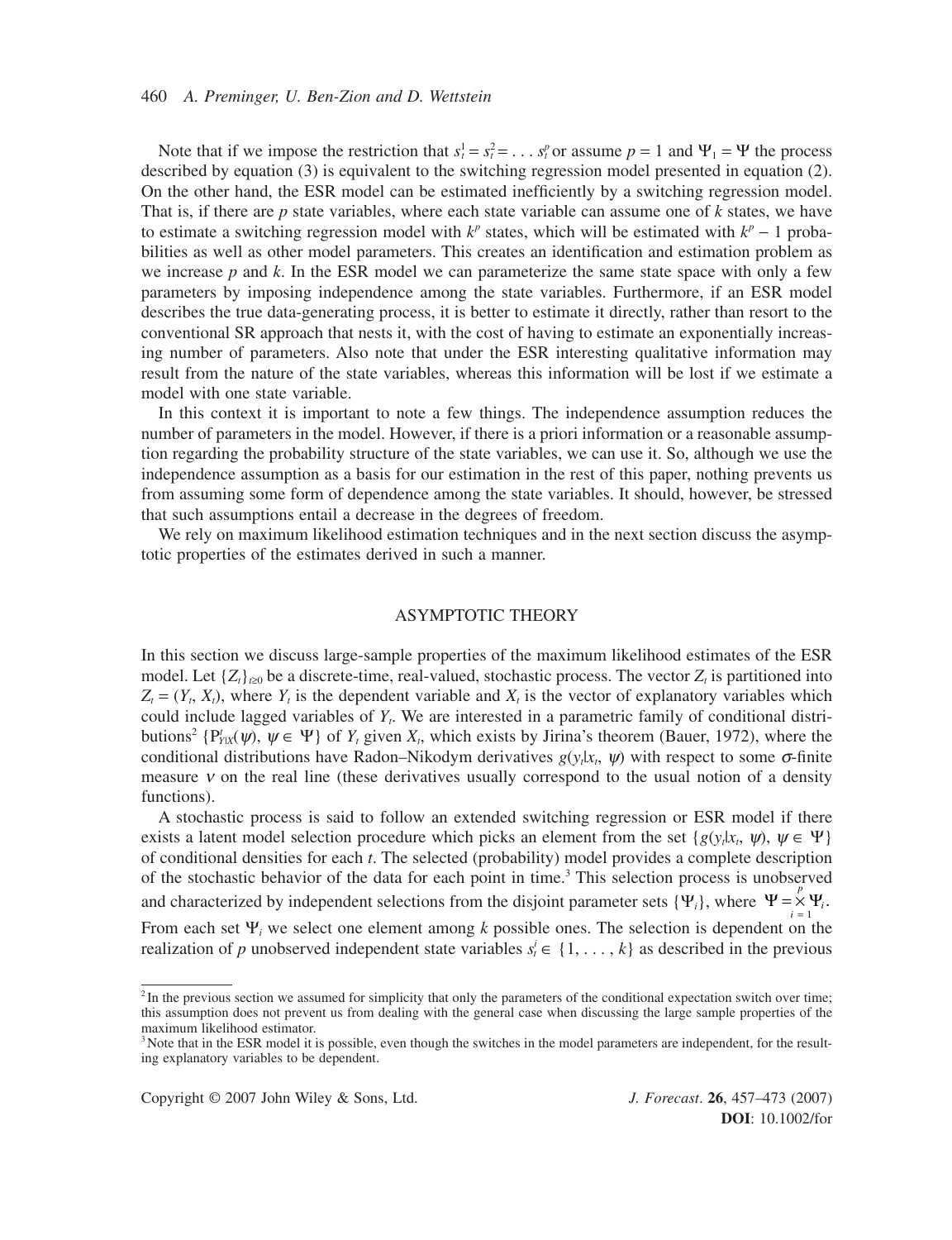Note that if we impose the restriction that $s_t^1 = s_t^2 = \ldots s_t^p$ or assume $p = 1$ and $\Psi_1 = \Psi$ the process described by equation (3) is equivalent to the switching regression model presented in equation (2). On the other hand, the ESR model can be estimated inefficiently by a switching regression model. That is, if there are $p$ state variables, where each state variable can assume one of $k$ states, we have to estimate a switching regression model with $k^p$ states, which will be estimated with $k^p - 1$ probabilities as well as other model parameters. This creates an identification and estimation problem as we increase $p$ and $k$. In the ESR model we can parameterize the same state space with only a few parameters by imposing independence among the state variables. Furthermore, if an ESR model describes the true data-generating process, it is better to estimate it directly, rather than resort to the conventional SR approach that nests it, with the cost of having to estimate an exponentially increasing number of parameters. Also note that under the ESR interesting qualitative information may result from the nature of the state variables, whereas this information will be lost if we estimate a model with one state variable.

In this context it is important to note a few things. The independence assumption reduces the number of parameters in the model. However, if there is a priori information or a reasonable assumption regarding the probability structure of the state variables, we can use it. So, although we use the independence assumption as a basis for our estimation in the rest of this paper, nothing prevents us from assuming some form of dependence among the state variables. It should, however, be stressed that such assumptions entail a decrease in the degrees of freedom.

We rely on maximum likelihood estimation techniques and in the next section discuss the asymptotic properties of the estimates derived in such a manner.

## ASYMPTOTIC THEORY

In this section we discuss large-sample properties of the maximum likelihood estimates of the ESR model. Let $\{Z_t\}_{t\geq 0}$ be a discrete-time, real-valued, stochastic process. The vector $Z_t$ is partitioned into $Z_t = (Y_t, X_t)$, where $Y_t$ is the dependent variable and $X_t$ is the vector of explanatory variables which could include lagged variables of $Y_t$. We are interested in a parametric family of conditional distributions[2] $\{P_{Y|X}^t(\psi), \psi \in \Psi\}$ of $Y_t$ given $X_t$, which exists by Jirina's theorem (Bauer, 1972), where the conditional distributions have Radon–Nikodym derivatives $g(y_t|x_t, \psi)$ with respect to some $\sigma$-finite measure $\nu$ on the real line (these derivatives usually correspond to the usual notion of a density functions).

A stochastic process is said to follow an extended switching regression or ESR model if there exists a latent model selection procedure which picks an element from the set $\{g(y_t|x_t, \psi), \psi \in \Psi\}$ of conditional densities for each $t$. The selected (probability) model provides a complete description of the stochastic behavior of the data for each point in time.[3] This selection process is unobserved and characterized by independent selections from the disjoint parameter sets $\{\Psi_i\}$, where $\Psi = \overset{p}{\underset{i=1}{\times}} \Psi_i$. From each set $\Psi_i$ we select one element among $k$ possible ones. The selection is dependent on the realization of $p$ unobserved independent state variables $s_t^i \in \{1, \ldots, k\}$ as described in the previous

[2] In the previous section we assumed for simplicity that only the parameters of the conditional expectation switch over time; this assumption does not prevent us from dealing with the general case when discussing the large sample properties of the maximum likelihood estimator.

[3] Note that in the ESR model it is possible, even though the switches in the model parameters are independent, for the resulting explanatory variables to be dependent.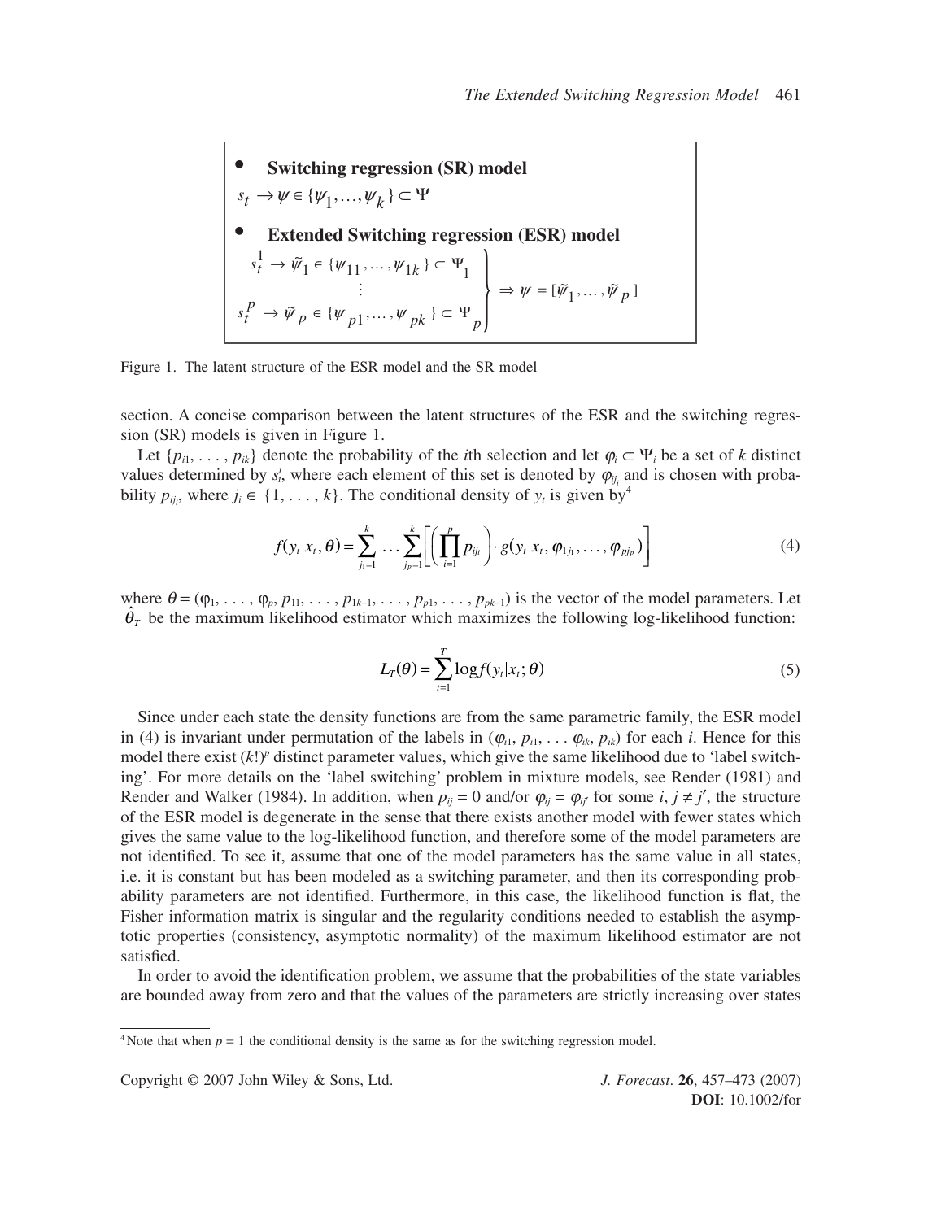- **Switching regression (SR) model**

$s_t \to \psi \in \{\psi_1, \ldots, \psi_k\} \subset \Psi$

- **Extended Switching regression (ESR) model**

$$\left.\begin{array}{c} s_t^1 \to \tilde{\psi}_1 \in \{\psi_{11}, \ldots, \psi_{1k}\} \subset \Psi_1 \\ \vdots \\ s_t^p \to \tilde{\psi}_p \in \{\psi_{p1}, \ldots, \psi_{pk}\} \subset \Psi_p \end{array}\right\} \Rightarrow \psi = [\tilde{\psi}_1, \ldots, \tilde{\psi}_p]$$

Figure 1. The latent structure of the ESR model and the SR model

section. A concise comparison between the latent structures of the ESR and the switching regression (SR) models is given in Figure 1.

Let $\{p_{i1}, \ldots, p_{ik}\}$ denote the probability of the $i$th selection and let $\varphi_i \subset \Psi_i$ be a set of $k$ distinct values determined by $s_t^i$, where each element of this set is denoted by $\varphi_{ij_i}$ and is chosen with probability $p_{ij_i}$, where $j_i \in \{1, \ldots, k\}$. The conditional density of $y_t$ is given by[4]

$$f(y_t|x_t, \theta) = \sum_{j_1=1}^{k} \cdots \sum_{j_p=1}^{k} \left[ \left( \prod_{i=1}^{p} p_{ij_i} \right) \cdot g(y_t|x_t, \varphi_{1j_1}, \ldots, \varphi_{pj_p}) \right] \tag{4}$$

where $\theta = (\varphi_1, \ldots, \varphi_p, p_{11}, \ldots, p_{1k-1}, \ldots, p_{p1}, \ldots, p_{pk-1})$ is the vector of the model parameters. Let $\hat{\theta}_T$ be the maximum likelihood estimator which maximizes the following log-likelihood function:

$$L_T(\theta) = \sum_{t=1}^{T} \log f(y_t|x_t; \theta) \tag{5}$$

Since under each state the density functions are from the same parametric family, the ESR model in (4) is invariant under permutation of the labels in $(\varphi_{i1}, p_{i1}, \ldots \varphi_{ik}, p_{ik})$ for each $i$. Hence for this model there exist $(k!)^p$ distinct parameter values, which give the same likelihood due to 'label switching'. For more details on the 'label switching' problem in mixture models, see Render (1981) and Render and Walker (1984). In addition, when $p_{ij} = 0$ and/or $\varphi_{ij} = \varphi_{ij'}$ for some $i, j \neq j'$, the structure of the ESR model is degenerate in the sense that there exists another model with fewer states which gives the same value to the log-likelihood function, and therefore some of the model parameters are not identified. To see it, assume that one of the model parameters has the same value in all states, i.e. it is constant but has been modeled as a switching parameter, and then its corresponding probability parameters are not identified. Furthermore, in this case, the likelihood function is flat, the Fisher information matrix is singular and the regularity conditions needed to establish the asymptotic properties (consistency, asymptotic normality) of the maximum likelihood estimator are not satisfied.

In order to avoid the identification problem, we assume that the probabilities of the state variables are bounded away from zero and that the values of the parameters are strictly increasing over states

[4] Note that when $p = 1$ the conditional density is the same as for the switching regression model.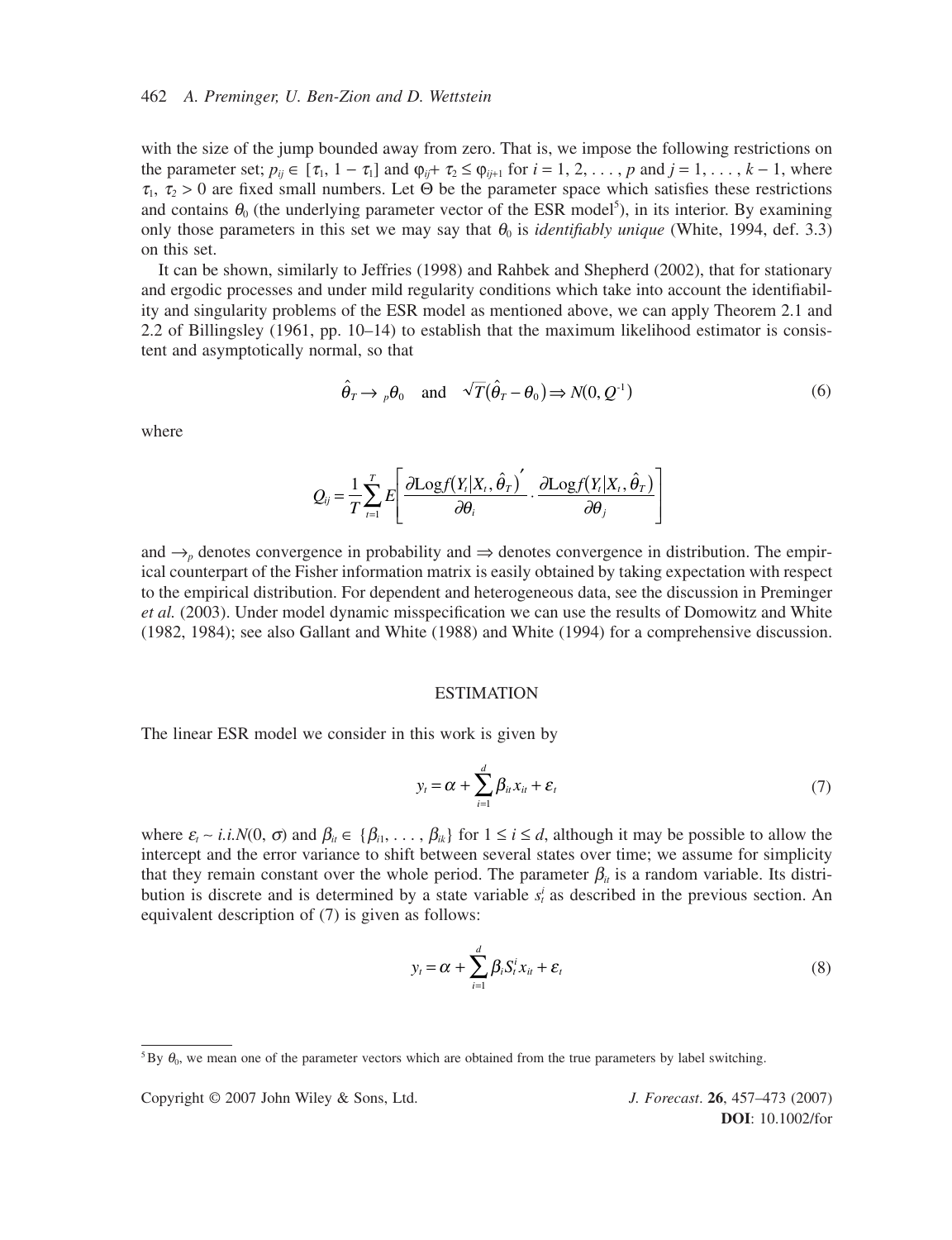with the size of the jump bounded away from zero. That is, we impose the following restrictions on the parameter set; $p_{ij} \in [\tau_1, 1 - \tau_1]$ and $\varphi_{ij} + \tau_2 \leq \varphi_{ij+1}$ for $i = 1, 2, \ldots, p$ and $j = 1, \ldots, k - 1$, where $\tau_1, \tau_2 > 0$ are fixed small numbers. Let $\Theta$ be the parameter space which satisfies these restrictions and contains $\theta_0$ (the underlying parameter vector of the ESR model[5]), in its interior. By examining only those parameters in this set we may say that $\theta_0$ is *identifiably unique* (White, 1994, def. 3.3) on this set.

It can be shown, similarly to Jeffries (1998) and Rahbek and Shepherd (2002), that for stationary and ergodic processes and under mild regularity conditions which take into account the identifiability and singularity problems of the ESR model as mentioned above, we can apply Theorem 2.1 and 2.2 of Billingsley (1961, pp. 10–14) to establish that the maximum likelihood estimator is consistent and asymptotically normal, so that

$$\hat{\theta}_T \to {}_p\theta_0 \quad \text{and} \quad \sqrt{T}(\hat{\theta}_T - \theta_0) \Rightarrow N(0, Q^{-1}) \tag{6}$$

where

$$Q_{ij} = \frac{1}{T}\sum_{t=1}^{T} E\left[\frac{\partial \text{Log} f(Y_t|X_t, \hat{\theta}_T)'}{\partial \theta_i} \cdot \frac{\partial \text{Log} f(Y_t|X_t, \hat{\theta}_T)}{\partial \theta_j}\right]$$

and $\to_p$ denotes convergence in probability and $\Rightarrow$ denotes convergence in distribution. The empirical counterpart of the Fisher information matrix is easily obtained by taking expectation with respect to the empirical distribution. For dependent and heterogeneous data, see the discussion in Preminger *et al.* (2003). Under model dynamic misspecification we can use the results of Domowitz and White (1982, 1984); see also Gallant and White (1988) and White (1994) for a comprehensive discussion.

## ESTIMATION

The linear ESR model we consider in this work is given by

$$y_t = \alpha + \sum_{i=1}^{d} \beta_{it} x_{it} + \varepsilon_t \tag{7}$$

where $\varepsilon_t \sim i.i.N(0, \sigma)$ and $\beta_{it} \in \{\beta_{i1}, \ldots, \beta_{ik}\}$ for $1 \leq i \leq d$, although it may be possible to allow the intercept and the error variance to shift between several states over time; we assume for simplicity that they remain constant over the whole period. The parameter $\beta_{it}$ is a random variable. Its distribution is discrete and is determined by a state variable $s_t^i$ as described in the previous section. An equivalent description of (7) is given as follows:

$$y_t = \alpha + \sum_{i=1}^{d} \beta_i S_t^i x_{it} + \varepsilon_t \tag{8}$$

[5] By $\theta_0$, we mean one of the parameter vectors which are obtained from the true parameters by label switching.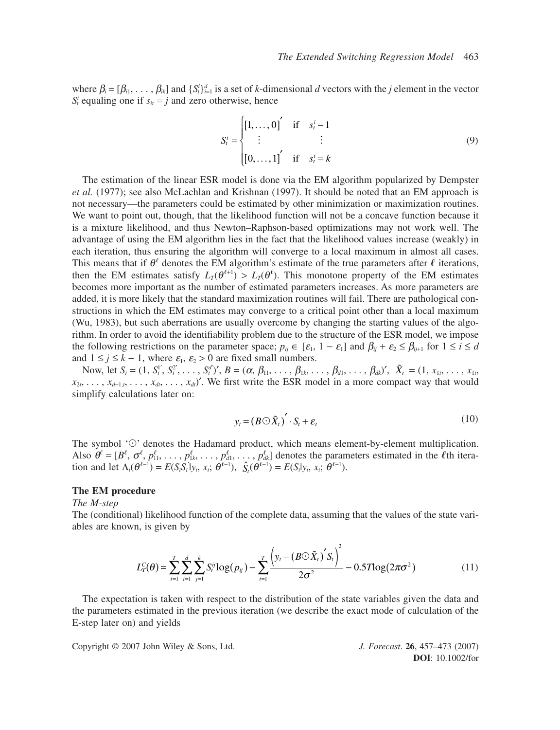where $\beta_i = [\beta_{i1}, \ldots, \beta_{ik}]$ and $\{S_t^i\}_{i=1}^d$ is a set of $k$-dimensional $d$ vectors with the $j$ element in the vector $S_t^i$ equaling one if $s_{it} = j$ and zero otherwise, hence

$$S_t^i = \begin{cases} [1, \ldots, 0]' & \text{if} \quad s_t^i - 1 \\ \vdots & \qquad \vdots \\ [0, \ldots, 1]' & \text{if} \quad s_t^i = k \end{cases} \tag{9}$$

The estimation of the linear ESR model is done via the EM algorithm popularized by Dempster *et al.* (1977); see also McLachlan and Krishnan (1997). It should be noted that an EM approach is not necessary—the parameters could be estimated by other minimization or maximization routines. We want to point out, though, that the likelihood function will not be a concave function because it is a mixture likelihood, and thus Newton–Raphson-based optimizations may not work well. The advantage of using the EM algorithm lies in the fact that the likelihood values increase (weakly) in each iteration, thus ensuring the algorithm will converge to a local maximum in almost all cases. This means that if $\theta^\ell$ denotes the EM algorithm's estimate of the true parameters after $\ell$ iterations, then the EM estimates satisfy $L_T(\theta^{\ell+1}) > L_T(\theta^\ell)$. This monotone property of the EM estimates becomes more important as the number of estimated parameters increases. As more parameters are added, it is more likely that the standard maximization routines will fail. There are pathological constructions in which the EM estimates may converge to a critical point other than a local maximum (Wu, 1983), but such aberrations are usually overcome by changing the starting values of the algorithm. In order to avoid the identifiability problem due to the structure of the ESR model, we impose the following restrictions on the parameter space; $p_{ij} \in [\varepsilon_1, 1 - \varepsilon_1]$ and $\beta_{ij} + \varepsilon_2 \leq \beta_{ij+1}$ for $1 \leq i \leq d$ and $1 \leq j \leq k - 1$, where $\varepsilon_1, \varepsilon_2 > 0$ are fixed small numbers.

Now, let $S_t = (1, S_t^{1'}, S_t^{2'}, \ldots, S_t^{d'})'$, $B = (\alpha, \beta_{11}, \ldots, \beta_{1k}, \ldots, \beta_{d1}, \ldots, \beta_{dk})'$, $\tilde{X}_t = (1, x_{1t}, \ldots, x_{1t}, x_{2t}, \ldots, x_{d-1,t}, \ldots, x_{dt}, \ldots, x_{dt})'$. We first write the ESR model in a more compact way that would simplify calculations later on:

$$y_t = (B \odot \tilde{X}_t)' \cdot S_t + \varepsilon_t \tag{10}$$

The symbol '$\odot$' denotes the Hadamard product, which means element-by-element multiplication. Also $\theta^\ell = [B^\ell, \sigma^\ell, p_{11}^\ell, \ldots, p_{1k}^\ell, \ldots, p_{d1}^\ell, \ldots, p_{dk}^\ell]$ denotes the parameters estimated in the $\ell$th iteration and let $\Lambda_t(\theta^{\ell-1}) = E(S_t S_t' | y_t, x_t; \theta^{\ell-1})$, $\hat{S}_t(\theta^{\ell-1}) = E(S_t | y_t, x_t; \theta^{\ell-1})$.

## The EM procedure

### *The M-step*

The (conditional) likelihood function of the complete data, assuming that the values of the state variables are known, is given by

$$L_T^C(\theta) = \sum_{t=1}^{T} \sum_{i=1}^{d} \sum_{j=1}^{k} S_t^{ij} \log(p_{ij}) - \sum_{t=1}^{T} \frac{\left(y_t - (B \odot \tilde{X}_t)' S_t\right)^2}{2\sigma^2} - 0.5T \log(2\pi\sigma^2) \tag{11}$$

The expectation is taken with respect to the distribution of the state variables given the data and the parameters estimated in the previous iteration (we describe the exact mode of calculation of the E-step later on) and yields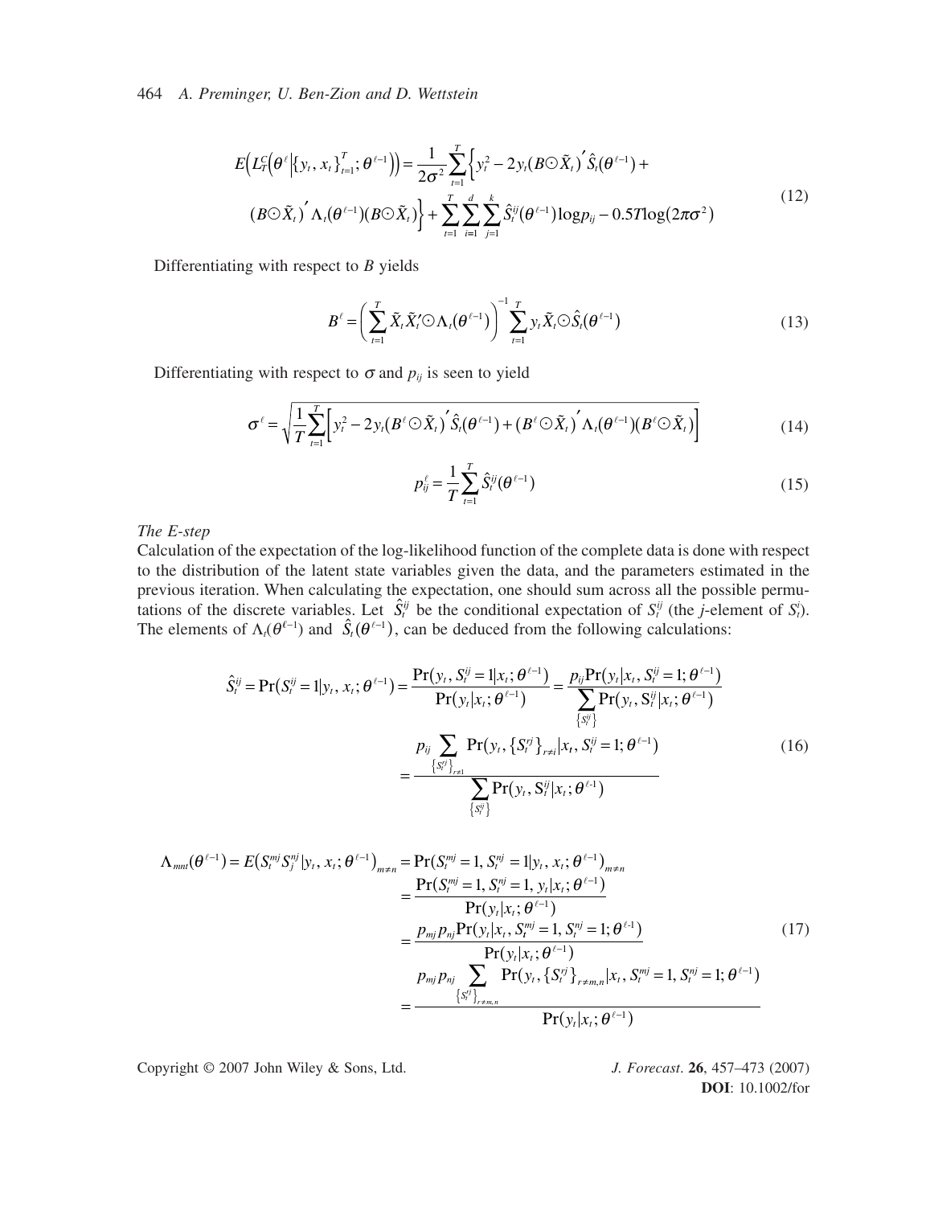$$E\left(L_T^C\left(\theta^\ell \middle| \{y_t, x_t\}_{t=1}^T; \theta^{\ell-1}\right)\right) = \frac{1}{2\sigma^2}\sum_{t=1}^T \left\{ y_t^2 - 2y_t(B \odot \tilde{X}_t)' \hat{S}_t(\theta^{\ell-1}) + (B \odot \tilde{X}_t)' \Lambda_t(\theta^{\ell-1})(B \odot \tilde{X}_t) \right\} + \sum_{t=1}^T \sum_{i=1}^d \sum_{j=1}^k \hat{S}_t^{ij}(\theta^{\ell-1}) \log p_{ij} - 0.5T\log(2\pi\sigma^2) \tag{12}$$

Differentiating with respect to $B$ yields

$$B^\ell = \left(\sum_{t=1}^T \tilde{X}_t \tilde{X}_t' \odot \Lambda_t(\theta^{\ell-1})\right)^{-1} \sum_{t=1}^T y_t \tilde{X}_t \odot \hat{S}_t(\theta^{\ell-1}) \tag{13}$$

Differentiating with respect to $\sigma$ and $p_{ij}$ is seen to yield

$$\sigma^\ell = \sqrt{\frac{1}{T}\sum_{t=1}^T \left[ y_t^2 - 2y_t(B^\ell \odot \tilde{X}_t)' \hat{S}_t(\theta^{\ell-1}) + (B^\ell \odot \tilde{X}_t)' \Lambda_t(\theta^{\ell-1})(B^\ell \odot \tilde{X}_t) \right]} \tag{14}$$

$$p_{ij}^\ell = \frac{1}{T}\sum_{t=1}^T \hat{S}_t^{ij}(\theta^{\ell-1}) \tag{15}$$

*The E-step*

Calculation of the expectation of the log-likelihood function of the complete data is done with respect to the distribution of the latent state variables given the data, and the parameters estimated in the previous iteration. When calculating the expectation, one should sum across all the possible permutations of the discrete variables. Let $\hat{S}_t^{ij}$ be the conditional expectation of $S_t^{ij}$ (the $j$-element of $S_t^i$). The elements of $\Lambda_t(\theta^{\ell-1})$ and $\hat{S}_t(\theta^{\ell-1})$, can be deduced from the following calculations:

$$\begin{aligned}
\hat{S}_t^{ij} = \Pr(S_t^{ij} = 1 | y_t, x_t; \theta^{\ell-1}) &= \frac{\Pr(y_t, S_t^{ij} = 1 | x_t; \theta^{\ell-1})}{\Pr(y_t | x_t; \theta^{\ell-1})} = \frac{p_{ij}\Pr(y_t | x_t, S_t^{ij} = 1; \theta^{\ell-1})}{\sum_{\{S_t^{ij}\}} \Pr(y_t, S_t^{ij} | x_t; \theta^{\ell-1})} \\
&= \frac{p_{ij} \sum_{\{S_t^{rj}\}_{r\neq i}} \Pr(y_t, \{S_t^{rj}\}_{r\neq i} | x_t, S_t^{ij} = 1; \theta^{\ell-1})}{\sum_{\{S_t^{ij}\}} \Pr(y_t, S_t^{ij} | x_t; \theta^{\ell-1})}
\end{aligned} \tag{16}$$

$$\begin{aligned}
\Lambda_{mnt}(\theta^{\ell-1}) = E(S_t^{mj} S_j^{nj} | y_t, x_t; \theta^{\ell-1})_{m\neq n} &= \Pr(S_t^{mj} = 1, S_t^{nj} = 1 | y_t, x_t; \theta^{\ell-1})_{m\neq n} \\
&= \frac{\Pr(S_t^{mj} = 1, S_t^{nj} = 1, y_t | x_t; \theta^{\ell-1})}{\Pr(y_t | x_t; \theta^{\ell-1})} \\
&= \frac{p_{mj} p_{nj} \Pr(y_t | x_t, S_t^{mj} = 1, S_t^{nj} = 1; \theta^{\ell-1})}{\Pr(y_t | x_t; \theta^{\ell-1})} \\
&= \frac{p_{mj} p_{nj} \sum_{\{S_t^{rj}\}_{r\neq m,n}} \Pr(y_t, \{S_t^{rj}\}_{r\neq m,n} | x_t, S_t^{mj} = 1, S_t^{nj} = 1; \theta^{\ell-1})}{\Pr(y_t | x_t; \theta^{\ell-1})}
\end{aligned} \tag{17}$$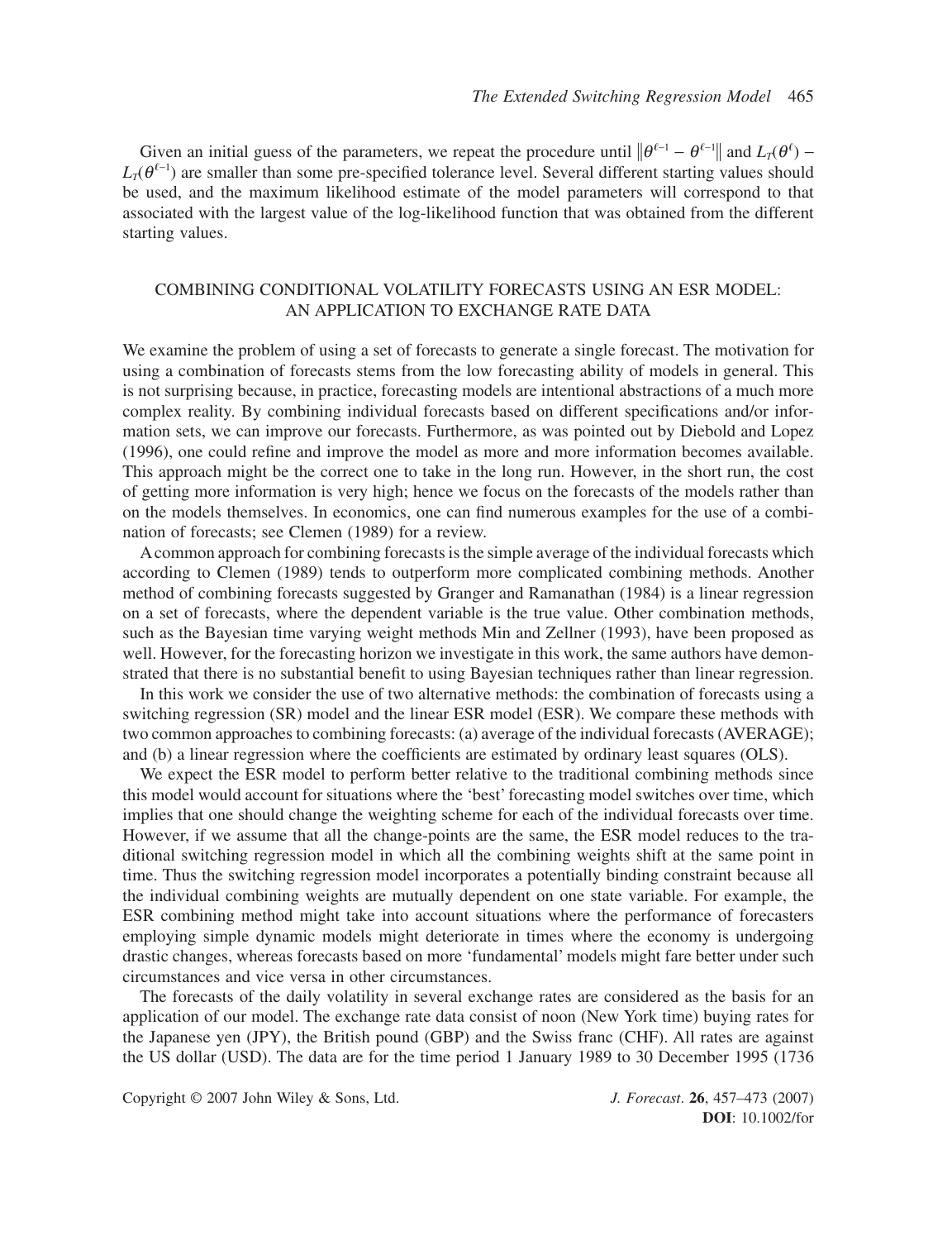Given an initial guess of the parameters, we repeat the procedure until $\|\theta^{\ell-1} - \theta^{\ell-1}\|$ and $L_T(\theta^{\ell}) - L_T(\theta^{\ell-1})$ are smaller than some pre-specified tolerance level. Several different starting values should be used, and the maximum likelihood estimate of the model parameters will correspond to that associated with the largest value of the log-likelihood function that was obtained from the different starting values.

## COMBINING CONDITIONAL VOLATILITY FORECASTS USING AN ESR MODEL: AN APPLICATION TO EXCHANGE RATE DATA

We examine the problem of using a set of forecasts to generate a single forecast. The motivation for using a combination of forecasts stems from the low forecasting ability of models in general. This is not surprising because, in practice, forecasting models are intentional abstractions of a much more complex reality. By combining individual forecasts based on different specifications and/or information sets, we can improve our forecasts. Furthermore, as was pointed out by Diebold and Lopez (1996), one could refine and improve the model as more and more information becomes available. This approach might be the correct one to take in the long run. However, in the short run, the cost of getting more information is very high; hence we focus on the forecasts of the models rather than on the models themselves. In economics, one can find numerous examples for the use of a combination of forecasts; see Clemen (1989) for a review.

A common approach for combining forecasts is the simple average of the individual forecasts which according to Clemen (1989) tends to outperform more complicated combining methods. Another method of combining forecasts suggested by Granger and Ramanathan (1984) is a linear regression on a set of forecasts, where the dependent variable is the true value. Other combination methods, such as the Bayesian time varying weight methods Min and Zellner (1993), have been proposed as well. However, for the forecasting horizon we investigate in this work, the same authors have demonstrated that there is no substantial benefit to using Bayesian techniques rather than linear regression.

In this work we consider the use of two alternative methods: the combination of forecasts using a switching regression (SR) model and the linear ESR model (ESR). We compare these methods with two common approaches to combining forecasts: (a) average of the individual forecasts (AVERAGE); and (b) a linear regression where the coefficients are estimated by ordinary least squares (OLS).

We expect the ESR model to perform better relative to the traditional combining methods since this model would account for situations where the 'best' forecasting model switches over time, which implies that one should change the weighting scheme for each of the individual forecasts over time. However, if we assume that all the change-points are the same, the ESR model reduces to the traditional switching regression model in which all the combining weights shift at the same point in time. Thus the switching regression model incorporates a potentially binding constraint because all the individual combining weights are mutually dependent on one state variable. For example, the ESR combining method might take into account situations where the performance of forecasters employing simple dynamic models might deteriorate in times where the economy is undergoing drastic changes, whereas forecasts based on more 'fundamental' models might fare better under such circumstances and vice versa in other circumstances.

The forecasts of the daily volatility in several exchange rates are considered as the basis for an application of our model. The exchange rate data consist of noon (New York time) buying rates for the Japanese yen (JPY), the British pound (GBP) and the Swiss franc (CHF). All rates are against the US dollar (USD). The data are for the time period 1 January 1989 to 30 December 1995 (1736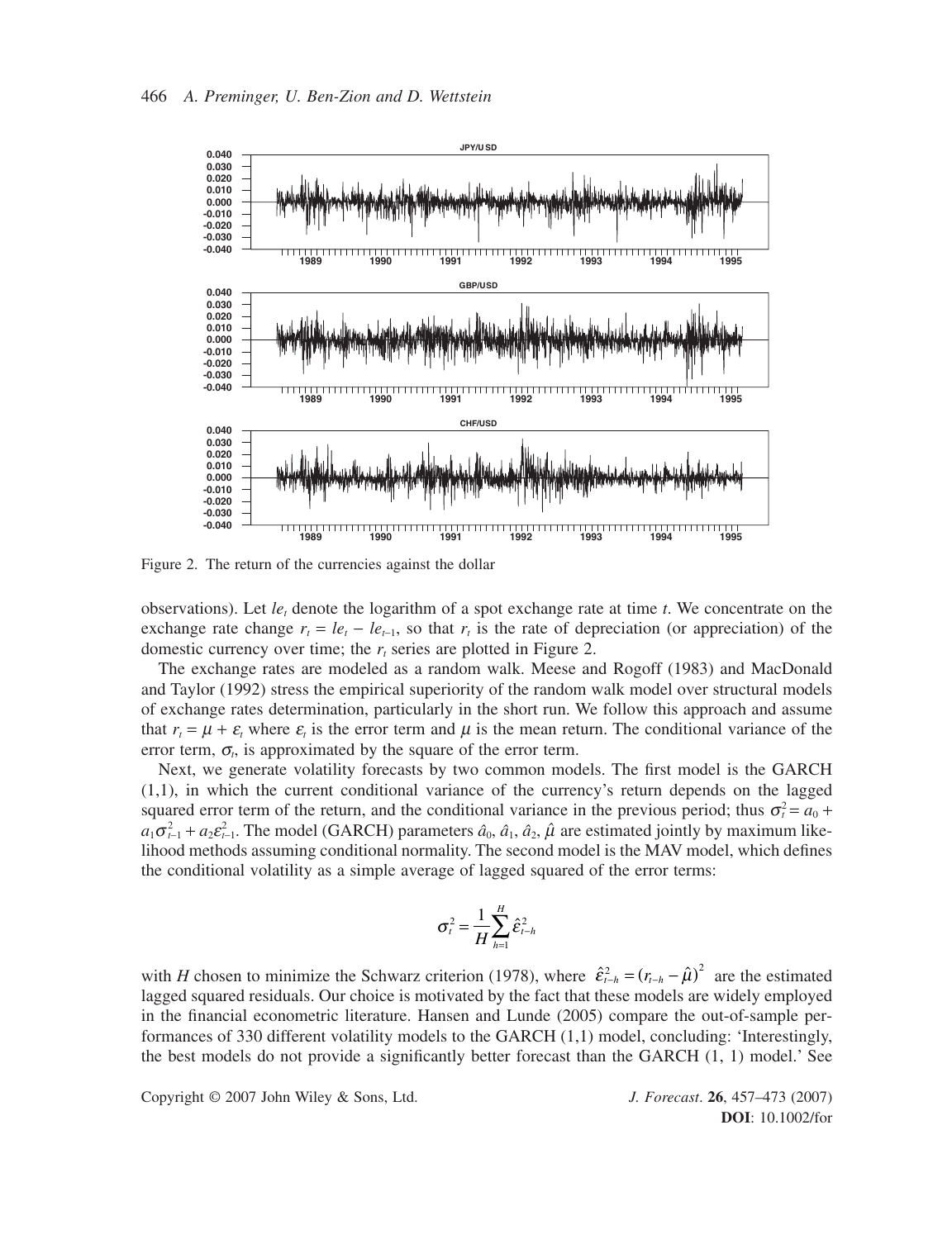Figure 2. The return of the currencies against the dollar

observations). Let $le_t$ denote the logarithm of a spot exchange rate at time $t$. We concentrate on the exchange rate change $r_t = le_t - le_{t-1}$, so that $r_t$ is the rate of depreciation (or appreciation) of the domestic currency over time; the $r_t$ series are plotted in Figure 2.

The exchange rates are modeled as a random walk. Meese and Rogoff (1983) and MacDonald and Taylor (1992) stress the empirical superiority of the random walk model over structural models of exchange rates determination, particularly in the short run. We follow this approach and assume that $r_t = \mu + \varepsilon_t$ where $\varepsilon_t$ is the error term and $\mu$ is the mean return. The conditional variance of the error term, $\sigma_t$, is approximated by the square of the error term.

Next, we generate volatility forecasts by two common models. The first model is the GARCH (1,1), in which the current conditional variance of the currency's return depends on the lagged squared error term of the return, and the conditional variance in the previous period; thus $\sigma_t^2 = a_0 + a_1\sigma_{t-1}^2 + a_2\varepsilon_{t-1}^2$. The model (GARCH) parameters $\hat{a}_0$, $\hat{a}_1$, $\hat{a}_2$, $\hat{\mu}$ are estimated jointly by maximum likelihood methods assuming conditional normality. The second model is the MAV model, which defines the conditional volatility as a simple average of lagged squared of the error terms:

$$\sigma_t^2 = \frac{1}{H}\sum_{h=1}^{H}\hat{\varepsilon}_{t-h}^2$$

with $H$ chosen to minimize the Schwarz criterion (1978), where $\hat{\varepsilon}_{t-h}^2 = (r_{t-h} - \hat{\mu})^2$ are the estimated lagged squared residuals. Our choice is motivated by the fact that these models are widely employed in the financial econometric literature. Hansen and Lunde (2005) compare the out-of-sample performances of 330 different volatility models to the GARCH (1,1) model, concluding: 'Interestingly, the best models do not provide a significantly better forecast than the GARCH (1, 1) model.' See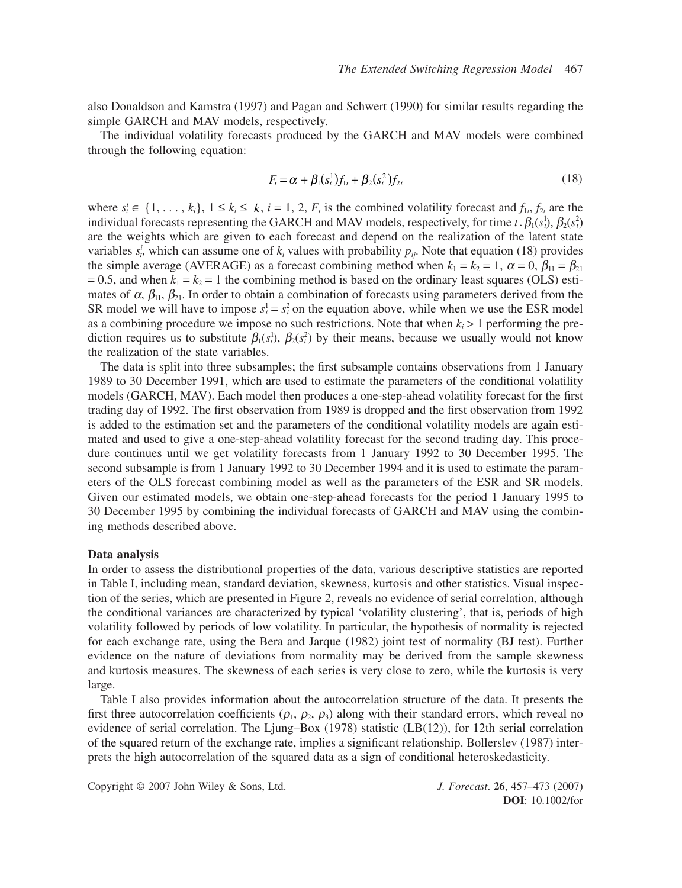also Donaldson and Kamstra (1997) and Pagan and Schwert (1990) for similar results regarding the simple GARCH and MAV models, respectively.

The individual volatility forecasts produced by the GARCH and MAV models were combined through the following equation:

$$F_t = \alpha + \beta_1(s_t^1)f_{1t} + \beta_2(s_t^2)f_{2t} \tag{18}$$

where $s_t^i \in \{1, \ldots, k_i\}$, $1 \le k_i \le \bar{k}$, $i = 1, 2$, $F_t$ is the combined volatility forecast and $f_{1t}$, $f_{2t}$ are the individual forecasts representing the GARCH and MAV models, respectively, for time $t$. $\beta_1(s_t^1)$, $\beta_2(s_t^2)$ are the weights which are given to each forecast and depend on the realization of the latent state variables $s_t^i$, which can assume one of $k_i$ values with probability $p_{ij}$. Note that equation (18) provides the simple average (AVERAGE) as a forecast combining method when $k_1 = k_2 = 1$, $\alpha = 0$, $\beta_{11} = \beta_{21} = 0.5$, and when $k_1 = k_2 = 1$ the combining method is based on the ordinary least squares (OLS) estimates of $\alpha$, $\beta_{11}$, $\beta_{21}$. In order to obtain a combination of forecasts using parameters derived from the SR model we will have to impose $s_t^1 = s_t^2$ on the equation above, while when we use the ESR model as a combining procedure we impose no such restrictions. Note that when $k_i > 1$ performing the prediction requires us to substitute $\beta_1(s_t^1)$, $\beta_2(s_t^2)$ by their means, because we usually would not know the realization of the state variables.

The data is split into three subsamples; the first subsample contains observations from 1 January 1989 to 30 December 1991, which are used to estimate the parameters of the conditional volatility models (GARCH, MAV). Each model then produces a one-step-ahead volatility forecast for the first trading day of 1992. The first observation from 1989 is dropped and the first observation from 1992 is added to the estimation set and the parameters of the conditional volatility models are again estimated and used to give a one-step-ahead volatility forecast for the second trading day. This procedure continues until we get volatility forecasts from 1 January 1992 to 30 December 1995. The second subsample is from 1 January 1992 to 30 December 1994 and it is used to estimate the parameters of the OLS forecast combining model as well as the parameters of the ESR and SR models. Given our estimated models, we obtain one-step-ahead forecasts for the period 1 January 1995 to 30 December 1995 by combining the individual forecasts of GARCH and MAV using the combining methods described above.

### Data analysis

In order to assess the distributional properties of the data, various descriptive statistics are reported in Table I, including mean, standard deviation, skewness, kurtosis and other statistics. Visual inspection of the series, which are presented in Figure 2, reveals no evidence of serial correlation, although the conditional variances are characterized by typical 'volatility clustering', that is, periods of high volatility followed by periods of low volatility. In particular, the hypothesis of normality is rejected for each exchange rate, using the Bera and Jarque (1982) joint test of normality (BJ test). Further evidence on the nature of deviations from normality may be derived from the sample skewness and kurtosis measures. The skewness of each series is very close to zero, while the kurtosis is very large.

Table I also provides information about the autocorrelation structure of the data. It presents the first three autocorrelation coefficients ($\rho_1$, $\rho_2$, $\rho_3$) along with their standard errors, which reveal no evidence of serial correlation. The Ljung–Box (1978) statistic (LB(12)), for 12th serial correlation of the squared return of the exchange rate, implies a significant relationship. Bollerslev (1987) interprets the high autocorrelation of the squared data as a sign of conditional heteroskedasticity.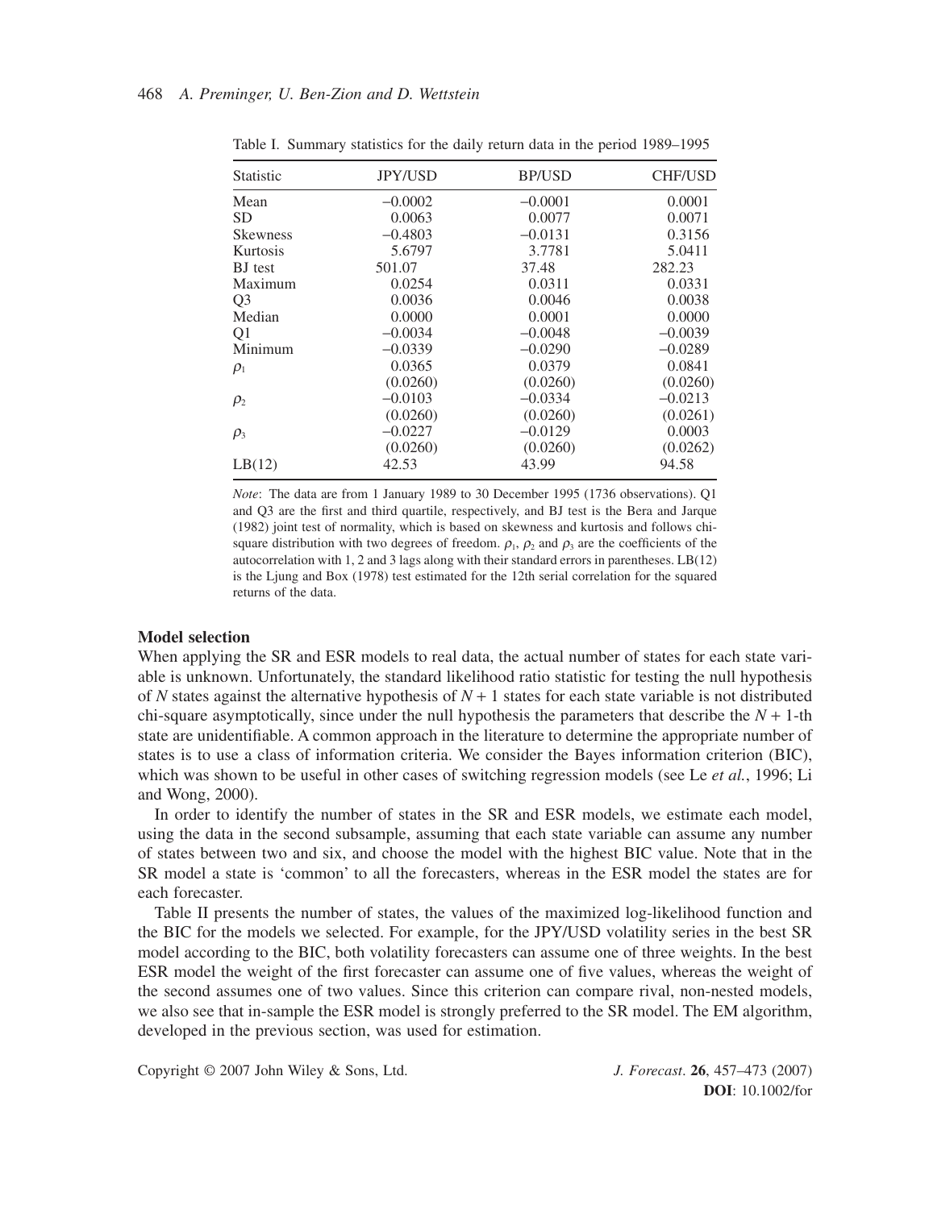Table I. Summary statistics for the daily return data in the period 1989–1995

| Statistic | JPY/USD | BP/USD | CHF/USD |
|---|---|---|---|
| Mean | −0.0002 | −0.0001 | 0.0001 |
| SD | 0.0063 | 0.0077 | 0.0071 |
| Skewness | −0.4803 | −0.0131 | 0.3156 |
| Kurtosis | 5.6797 | 3.7781 | 5.0411 |
| BJ test | 501.07 | 37.48 | 282.23 |
| Maximum | 0.0254 | 0.0311 | 0.0331 |
| Q3 | 0.0036 | 0.0046 | 0.0038 |
| Median | 0.0000 | 0.0001 | 0.0000 |
| Q1 | −0.0034 | −0.0048 | −0.0039 |
| Minimum | −0.0339 | −0.0290 | −0.0289 |
| $\rho_1$ | 0.0365 | 0.0379 | 0.0841 |
| | (0.0260) | (0.0260) | (0.0260) |
| $\rho_2$ | −0.0103 | −0.0334 | −0.0213 |
| | (0.0260) | (0.0260) | (0.0261) |
| $\rho_3$ | −0.0227 | −0.0129 | 0.0003 |
| | (0.0260) | (0.0260) | (0.0262) |
| LB(12) | 42.53 | 43.99 | 94.58 |

*Note*: The data are from 1 January 1989 to 30 December 1995 (1736 observations). Q1 and Q3 are the first and third quartile, respectively, and BJ test is the Bera and Jarque (1982) joint test of normality, which is based on skewness and kurtosis and follows chi-square distribution with two degrees of freedom. $\rho_1$, $\rho_2$ and $\rho_3$ are the coefficients of the autocorrelation with 1, 2 and 3 lags along with their standard errors in parentheses. LB(12) is the Ljung and Box (1978) test estimated for the 12th serial correlation for the squared returns of the data.

### Model selection

When applying the SR and ESR models to real data, the actual number of states for each state variable is unknown. Unfortunately, the standard likelihood ratio statistic for testing the null hypothesis of $N$ states against the alternative hypothesis of $N + 1$ states for each state variable is not distributed chi-square asymptotically, since under the null hypothesis the parameters that describe the $N + 1$-th state are unidentifiable. A common approach in the literature to determine the appropriate number of states is to use a class of information criteria. We consider the Bayes information criterion (BIC), which was shown to be useful in other cases of switching regression models (see Le *et al.*, 1996; Li and Wong, 2000).

In order to identify the number of states in the SR and ESR models, we estimate each model, using the data in the second subsample, assuming that each state variable can assume any number of states between two and six, and choose the model with the highest BIC value. Note that in the SR model a state is 'common' to all the forecasters, whereas in the ESR model the states are for each forecaster.

Table II presents the number of states, the values of the maximized log-likelihood function and the BIC for the models we selected. For example, for the JPY/USD volatility series in the best SR model according to the BIC, both volatility forecasters can assume one of three weights. In the best ESR model the weight of the first forecaster can assume one of five values, whereas the weight of the second assumes one of two values. Since this criterion can compare rival, non-nested models, we also see that in-sample the ESR model is strongly preferred to the SR model. The EM algorithm, developed in the previous section, was used for estimation.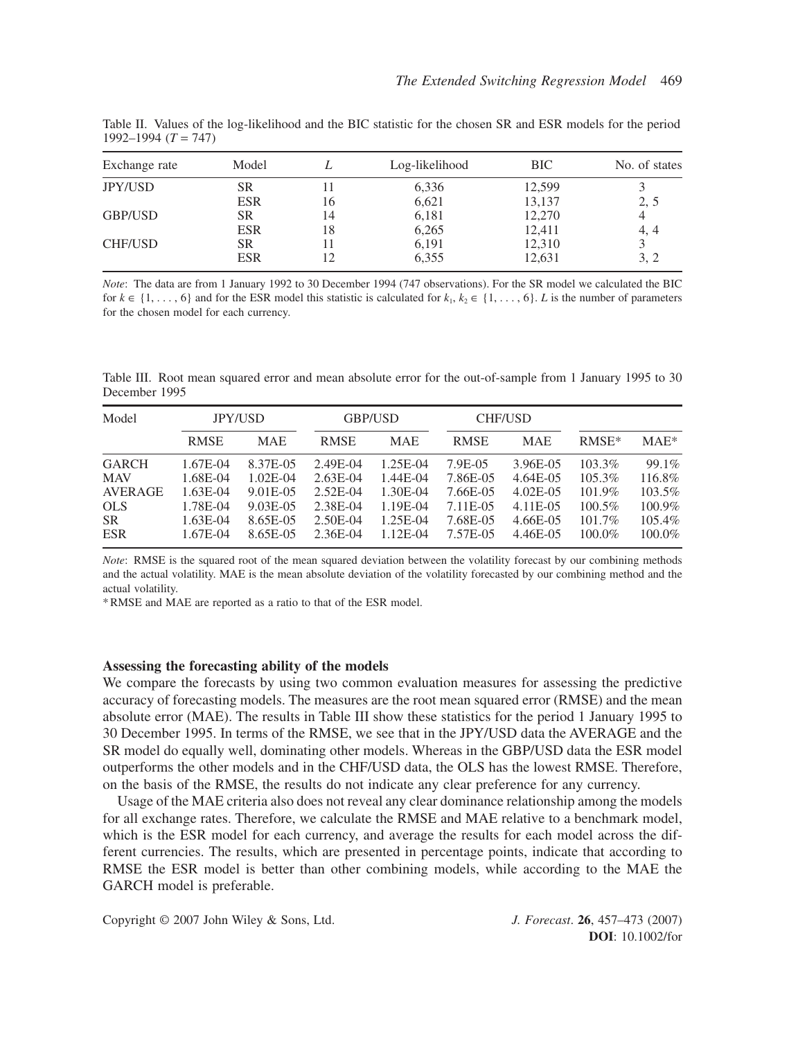Table II. Values of the log-likelihood and the BIC statistic for the chosen SR and ESR models for the period 1992–1994 ($T = 747$)

| Exchange rate | Model | $L$ | Log-likelihood | BIC | No. of states |
|---|---|---|---|---|---|
| JPY/USD | SR | 11 | 6,336 | 12,599 | 3 |
| | ESR | 16 | 6,621 | 13,137 | 2, 5 |
| GBP/USD | SR | 14 | 6,181 | 12,270 | 4 |
| | ESR | 18 | 6,265 | 12,411 | 4, 4 |
| CHF/USD | SR | 11 | 6,191 | 12,310 | 3 |
| | ESR | 12 | 6,355 | 12,631 | 3, 2 |

*Note*: The data are from 1 January 1992 to 30 December 1994 (747 observations). For the SR model we calculated the BIC for $k \in \{1, \ldots, 6\}$ and for the ESR model this statistic is calculated for $k_1, k_2 \in \{1, \ldots, 6\}$. $L$ is the number of parameters for the chosen model for each currency.

Table III. Root mean squared error and mean absolute error for the out-of-sample from 1 January 1995 to 30 December 1995

| Model | JPY/USD | | GBP/USD | | CHF/USD | | | |
|---|---|---|---|---|---|---|---|---|
| | RMSE | MAE | RMSE | MAE | RMSE | MAE | RMSE* | MAE* |
| GARCH | 1.67E-04 | 8.37E-05 | 2.49E-04 | 1.25E-04 | 7.9E-05 | 3.96E-05 | 103.3% | 99.1% |
| MAV | 1.68E-04 | 1.02E-04 | 2.63E-04 | 1.44E-04 | 7.86E-05 | 4.64E-05 | 105.3% | 116.8% |
| AVERAGE | 1.63E-04 | 9.01E-05 | 2.52E-04 | 1.30E-04 | 7.66E-05 | 4.02E-05 | 101.9% | 103.5% |
| OLS | 1.78E-04 | 9.03E-05 | 2.38E-04 | 1.19E-04 | 7.11E-05 | 4.11E-05 | 100.5% | 100.9% |
| SR | 1.63E-04 | 8.65E-05 | 2.50E-04 | 1.25E-04 | 7.68E-05 | 4.66E-05 | 101.7% | 105.4% |
| ESR | 1.67E-04 | 8.65E-05 | 2.36E-04 | 1.12E-04 | 7.57E-05 | 4.46E-05 | 100.0% | 100.0% |

*Note*: RMSE is the squared root of the mean squared deviation between the volatility forecast by our combining methods and the actual volatility. MAE is the mean absolute deviation of the volatility forecasted by our combining method and the actual volatility.

* RMSE and MAE are reported as a ratio to that of the ESR model.

**Assessing the forecasting ability of the models**

We compare the forecasts by using two common evaluation measures for assessing the predictive accuracy of forecasting models. The measures are the root mean squared error (RMSE) and the mean absolute error (MAE). The results in Table III show these statistics for the period 1 January 1995 to 30 December 1995. In terms of the RMSE, we see that in the JPY/USD data the AVERAGE and the SR model do equally well, dominating other models. Whereas in the GBP/USD data the ESR model outperforms the other models and in the CHF/USD data, the OLS has the lowest RMSE. Therefore, on the basis of the RMSE, the results do not indicate any clear preference for any currency.

Usage of the MAE criteria also does not reveal any clear dominance relationship among the models for all exchange rates. Therefore, we calculate the RMSE and MAE relative to a benchmark model, which is the ESR model for each currency, and average the results for each model across the different currencies. The results, which are presented in percentage points, indicate that according to RMSE the ESR model is better than other combining models, while according to the MAE the GARCH model is preferable.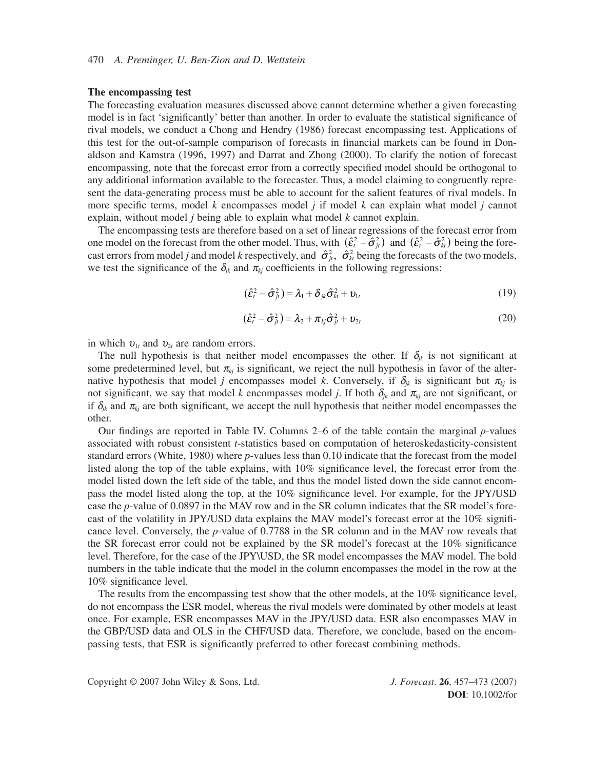### The encompassing test

The forecasting evaluation measures discussed above cannot determine whether a given forecasting model is in fact 'significantly' better than another. In order to evaluate the statistical significance of rival models, we conduct a Chong and Hendry (1986) forecast encompassing test. Applications of this test for the out-of-sample comparison of forecasts in financial markets can be found in Donaldson and Kamstra (1996, 1997) and Darrat and Zhong (2000). To clarify the notion of forecast encompassing, note that the forecast error from a correctly specified model should be orthogonal to any additional information available to the forecaster. Thus, a model claiming to congruently represent the data-generating process must be able to account for the salient features of rival models. In more specific terms, model *k* encompasses model *j* if model *k* can explain what model *j* cannot explain, without model *j* being able to explain what model *k* cannot explain.

The encompassing tests are therefore based on a set of linear regressions of the forecast error from one model on the forecast from the other model. Thus, with $(\hat{\varepsilon}_t^2 - \hat{\sigma}_{jt}^2)$ and $(\hat{\varepsilon}_t^2 - \hat{\sigma}_{kt}^2)$ being the forecast errors from model *j* and model *k* respectively, and $\hat{\sigma}_{jt}^2$, $\hat{\sigma}_{kt}^2$ being the forecasts of the two models, we test the significance of the $\delta_{jk}$ and $\pi_{kj}$ coefficients in the following regressions:

$$(\hat{\varepsilon}_t^2 - \hat{\sigma}_{jt}^2) = \lambda_1 + \delta_{jk}\hat{\sigma}_{kt}^2 + \upsilon_{1t} \tag{19}$$

$$(\hat{\varepsilon}_t^2 - \hat{\sigma}_{jt}^2) = \lambda_2 + \pi_{kj}\hat{\sigma}_{jt}^2 + \upsilon_{2t} \tag{20}$$

in which $\upsilon_{1t}$ and $\upsilon_{2t}$ are random errors.

The null hypothesis is that neither model encompasses the other. If $\delta_{jk}$ is not significant at some predetermined level, but $\pi_{kj}$ is significant, we reject the null hypothesis in favor of the alternative hypothesis that model *j* encompasses model *k*. Conversely, if $\delta_{jk}$ is significant but $\pi_{kj}$ is not significant, we say that model *k* encompasses model *j*. If both $\delta_{jk}$ and $\pi_{kj}$ are not significant, or if $\delta_{jk}$ and $\pi_{kj}$ are both significant, we accept the null hypothesis that neither model encompasses the other.

Our findings are reported in Table IV. Columns 2–6 of the table contain the marginal *p*-values associated with robust consistent *t*-statistics based on computation of heteroskedasticity-consistent standard errors (White, 1980) where *p*-values less than 0.10 indicate that the forecast from the model listed along the top of the table explains, with 10% significance level, the forecast error from the model listed down the left side of the table, and thus the model listed down the side cannot encompass the model listed along the top, at the 10% significance level. For example, for the JPY/USD case the *p*-value of 0.0897 in the MAV row and in the SR column indicates that the SR model's forecast of the volatility in JPY/USD data explains the MAV model's forecast error at the 10% significance level. Conversely, the *p*-value of 0.7788 in the SR column and in the MAV row reveals that the SR forecast error could not be explained by the SR model's forecast at the 10% significance level. Therefore, for the case of the JPY\USD, the SR model encompasses the MAV model. The bold numbers in the table indicate that the model in the column encompasses the model in the row at the 10% significance level.

The results from the encompassing test show that the other models, at the 10% significance level, do not encompass the ESR model, whereas the rival models were dominated by other models at least once. For example, ESR encompasses MAV in the JPY/USD data. ESR also encompasses MAV in the GBP/USD data and OLS in the CHF/USD data. Therefore, we conclude, based on the encompassing tests, that ESR is significantly preferred to other forecast combining methods.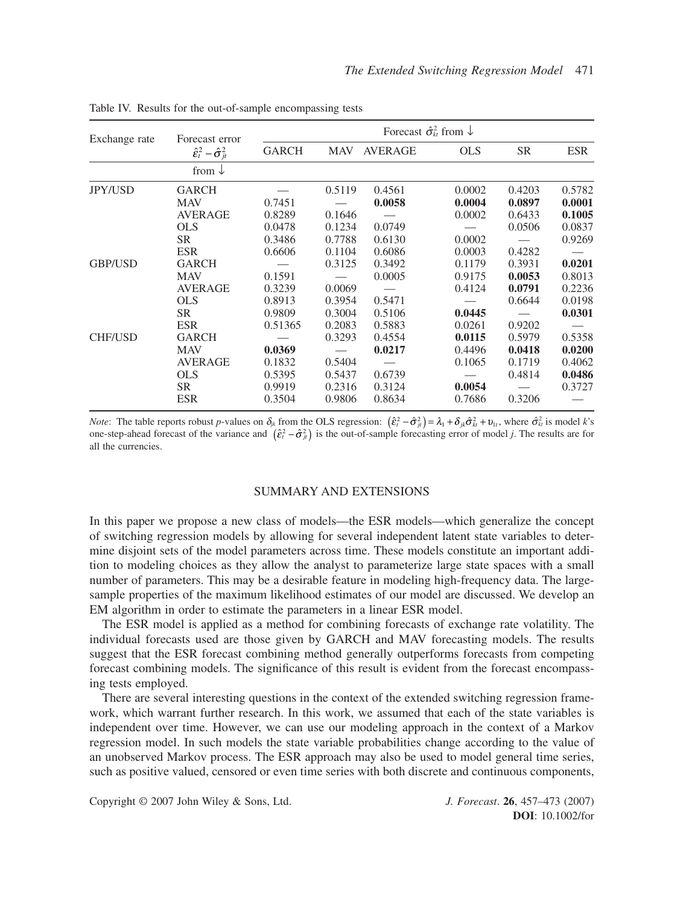Table IV. Results for the out-of-sample encompassing tests

| Exchange rate | Forecast error $\hat{\varepsilon}_t^2 - \hat{\sigma}_{jt}^2$ | Forecast $\hat{\sigma}_{kt}^2$ from ↓ | | | | | |
|---|---|---|---|---|---|---|---|
| | from ↓ | GARCH | MAV | AVERAGE | OLS | SR | ESR |
| JPY/USD | GARCH | — | 0.5119 | 0.4561 | 0.0002 | 0.4203 | 0.5782 |
| | MAV | 0.7451 | — | **0.0058** | **0.0004** | **0.0897** | **0.0001** |
| | AVERAGE | 0.8289 | 0.1646 | — | 0.0002 | 0.6433 | **0.1005** |
| | OLS | 0.0478 | 0.1234 | 0.0749 | — | 0.0506 | 0.0837 |
| | SR | 0.3486 | 0.7788 | 0.6130 | 0.0002 | — | 0.9269 |
| | ESR | 0.6606 | 0.1104 | 0.6086 | 0.0003 | 0.4282 | — |
| GBP/USD | GARCH | — | 0.3125 | 0.3492 | 0.1179 | 0.3931 | **0.0201** |
| | MAV | 0.1591 | — | 0.0005 | 0.9175 | **0.0053** | 0.8013 |
| | AVERAGE | 0.3239 | 0.0069 | — | 0.4124 | **0.0791** | 0.2236 |
| | OLS | 0.8913 | 0.3954 | 0.5471 | — | 0.6644 | 0.0198 |
| | SR | 0.9809 | 0.3004 | 0.5106 | **0.0445** | — | **0.0301** |
| | ESR | 0.51365 | 0.2083 | 0.5883 | 0.0261 | 0.9202 | — |
| CHF/USD | GARCH | — | 0.3293 | 0.4554 | **0.0115** | 0.5979 | 0.5358 |
| | MAV | **0.0369** | — | **0.0217** | 0.4496 | **0.0418** | **0.0200** |
| | AVERAGE | 0.1832 | 0.5404 | — | 0.1065 | 0.1719 | 0.4062 |
| | OLS | 0.5395 | 0.5437 | 0.6739 | — | 0.4814 | **0.0486** |
| | SR | 0.9919 | 0.2316 | 0.3124 | **0.0054** | — | 0.3727 |
| | ESR | 0.3504 | 0.9806 | 0.8634 | 0.7686 | 0.3206 | — |

*Note*: The table reports robust *p*-values on $\delta_{jk}$ from the OLS regression: $(\hat{\varepsilon}_t^2 - \hat{\sigma}_{jt}^2) = \lambda_1 + \delta_{jk}\hat{\sigma}_{kt}^2 + \upsilon_{1t}$, where $\hat{\sigma}_{kt}^2$ is model *k*'s one-step-ahead forecast of the variance and $(\hat{\varepsilon}_t^2 - \hat{\sigma}_{jt}^2)$ is the out-of-sample forecasting error of model *j*. The results are for all the currencies.

## SUMMARY AND EXTENSIONS

In this paper we propose a new class of models—the ESR models—which generalize the concept of switching regression models by allowing for several independent latent state variables to determine disjoint sets of the model parameters across time. These models constitute an important addition to modeling choices as they allow the analyst to parameterize large state spaces with a small number of parameters. This may be a desirable feature in modeling high-frequency data. The large-sample properties of the maximum likelihood estimates of our model are discussed. We develop an EM algorithm in order to estimate the parameters in a linear ESR model.

The ESR model is applied as a method for combining forecasts of exchange rate volatility. The individual forecasts used are those given by GARCH and MAV forecasting models. The results suggest that the ESR forecast combining method generally outperforms forecasts from competing forecast combining models. The significance of this result is evident from the forecast encompassing tests employed.

There are several interesting questions in the context of the extended switching regression framework, which warrant further research. In this work, we assumed that each of the state variables is independent over time. However, we can use our modeling approach in the context of a Markov regression model. In such models the state variable probabilities change according to the value of an unobserved Markov process. The ESR approach may also be used to model general time series, such as positive valued, censored or even time series with both discrete and continuous components,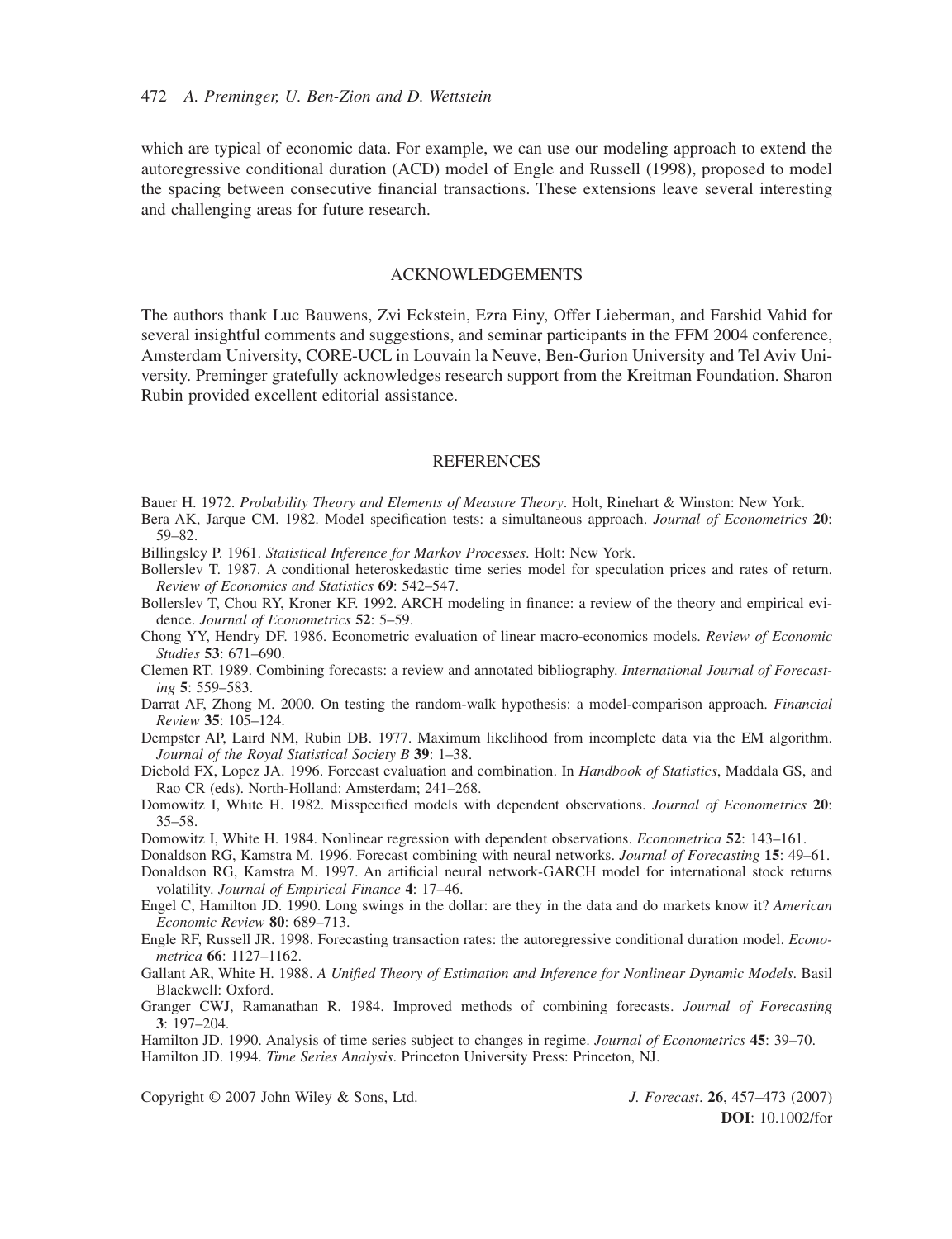which are typical of economic data. For example, we can use our modeling approach to extend the autoregressive conditional duration (ACD) model of Engle and Russell (1998), proposed to model the spacing between consecutive financial transactions. These extensions leave several interesting and challenging areas for future research.

## ACKNOWLEDGEMENTS

The authors thank Luc Bauwens, Zvi Eckstein, Ezra Einy, Offer Lieberman, and Farshid Vahid for several insightful comments and suggestions, and seminar participants in the FFM 2004 conference, Amsterdam University, CORE-UCL in Louvain la Neuve, Ben-Gurion University and Tel Aviv University. Preminger gratefully acknowledges research support from the Kreitman Foundation. Sharon Rubin provided excellent editorial assistance.

## REFERENCES

Bauer H. 1972. *Probability Theory and Elements of Measure Theory*. Holt, Rinehart & Winston: New York.

Bera AK, Jarque CM. 1982. Model specification tests: a simultaneous approach. *Journal of Econometrics* **20**: 59–82.

Billingsley P. 1961. *Statistical Inference for Markov Processes*. Holt: New York.

Bollerslev T. 1987. A conditional heteroskedastic time series model for speculation prices and rates of return. *Review of Economics and Statistics* **69**: 542–547.

Bollerslev T, Chou RY, Kroner KF. 1992. ARCH modeling in finance: a review of the theory and empirical evidence. *Journal of Econometrics* **52**: 5–59.

Chong YY, Hendry DF. 1986. Econometric evaluation of linear macro-economics models. *Review of Economic Studies* **53**: 671–690.

Clemen RT. 1989. Combining forecasts: a review and annotated bibliography. *International Journal of Forecasting* **5**: 559–583.

Darrat AF, Zhong M. 2000. On testing the random-walk hypothesis: a model-comparison approach. *Financial Review* **35**: 105–124.

Dempster AP, Laird NM, Rubin DB. 1977. Maximum likelihood from incomplete data via the EM algorithm. *Journal of the Royal Statistical Society B* **39**: 1–38.

Diebold FX, Lopez JA. 1996. Forecast evaluation and combination. In *Handbook of Statistics*, Maddala GS, and Rao CR (eds). North-Holland: Amsterdam; 241–268.

Domowitz I, White H. 1982. Misspecified models with dependent observations. *Journal of Econometrics* **20**: 35–58.

Domowitz I, White H. 1984. Nonlinear regression with dependent observations. *Econometrica* **52**: 143–161.

Donaldson RG, Kamstra M. 1996. Forecast combining with neural networks. *Journal of Forecasting* **15**: 49–61.

Donaldson RG, Kamstra M. 1997. An artificial neural network-GARCH model for international stock returns volatility. *Journal of Empirical Finance* **4**: 17–46.

Engel C, Hamilton JD. 1990. Long swings in the dollar: are they in the data and do markets know it? *American Economic Review* **80**: 689–713.

Engle RF, Russell JR. 1998. Forecasting transaction rates: the autoregressive conditional duration model. *Econometrica* **66**: 1127–1162.

Gallant AR, White H. 1988. *A Unified Theory of Estimation and Inference for Nonlinear Dynamic Models*. Basil Blackwell: Oxford.

Granger CWJ, Ramanathan R. 1984. Improved methods of combining forecasts. *Journal of Forecasting* **3**: 197–204.

Hamilton JD. 1990. Analysis of time series subject to changes in regime. *Journal of Econometrics* **45**: 39–70.

Hamilton JD. 1994. *Time Series Analysis*. Princeton University Press: Princeton, NJ.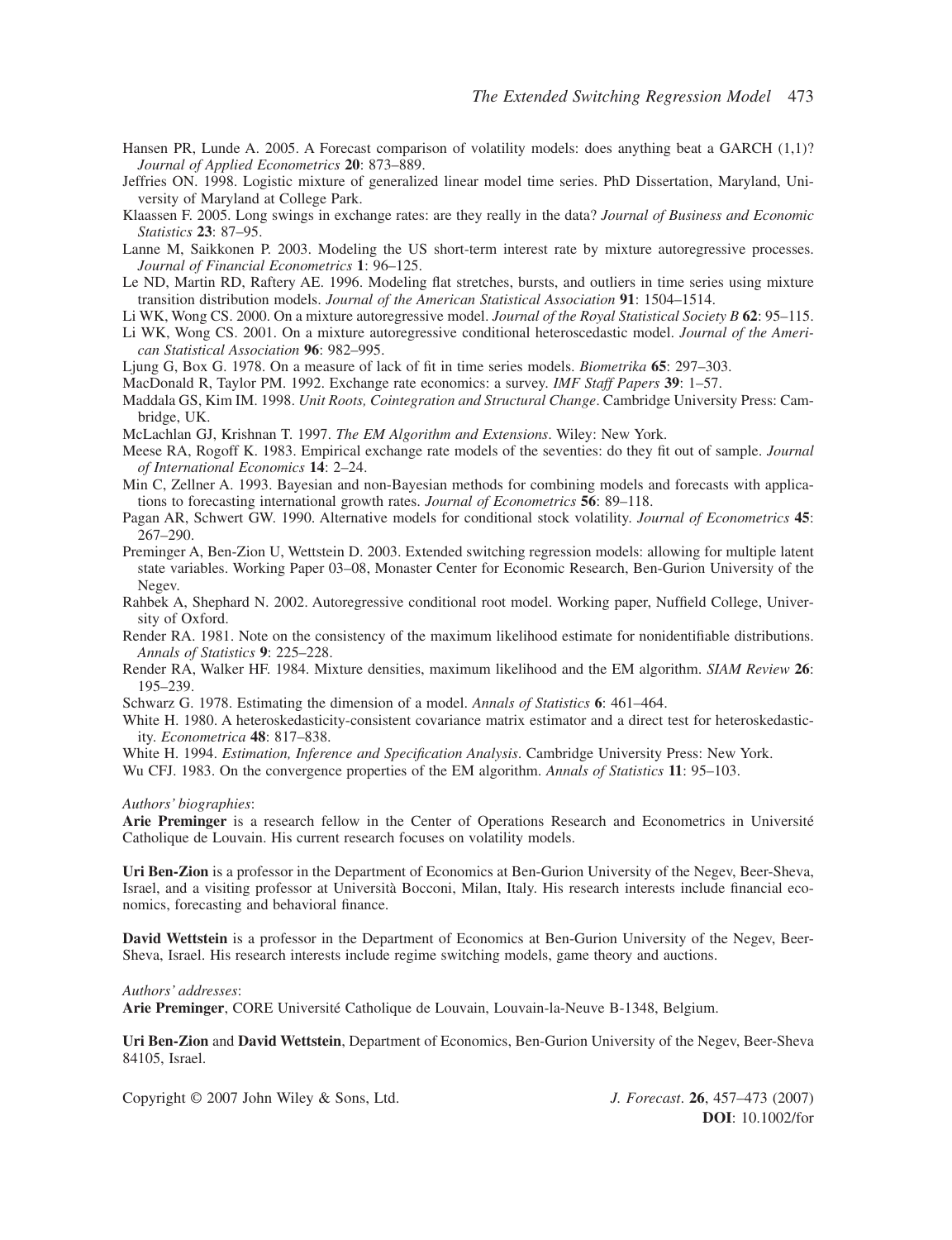Hansen PR, Lunde A. 2005. A Forecast comparison of volatility models: does anything beat a GARCH (1,1)? *Journal of Applied Econometrics* **20**: 873–889.

Jeffries ON. 1998. Logistic mixture of generalized linear model time series. PhD Dissertation, Maryland, University of Maryland at College Park.

Klaassen F. 2005. Long swings in exchange rates: are they really in the data? *Journal of Business and Economic Statistics* **23**: 87–95.

Lanne M, Saikkonen P. 2003. Modeling the US short-term interest rate by mixture autoregressive processes. *Journal of Financial Econometrics* **1**: 96–125.

Le ND, Martin RD, Raftery AE. 1996. Modeling flat stretches, bursts, and outliers in time series using mixture transition distribution models. *Journal of the American Statistical Association* **91**: 1504–1514.

Li WK, Wong CS. 2000. On a mixture autoregressive model. *Journal of the Royal Statistical Society B* **62**: 95–115.

Li WK, Wong CS. 2001. On a mixture autoregressive conditional heteroscedastic model. *Journal of the American Statistical Association* **96**: 982–995.

Ljung G, Box G. 1978. On a measure of lack of fit in time series models. *Biometrika* **65**: 297–303.

MacDonald R, Taylor PM. 1992. Exchange rate economics: a survey. *IMF Staff Papers* **39**: 1–57.

Maddala GS, Kim IM. 1998. *Unit Roots, Cointegration and Structural Change*. Cambridge University Press: Cambridge, UK.

McLachlan GJ, Krishnan T. 1997. *The EM Algorithm and Extensions*. Wiley: New York.

Meese RA, Rogoff K. 1983. Empirical exchange rate models of the seventies: do they fit out of sample. *Journal of International Economics* **14**: 2–24.

Min C, Zellner A. 1993. Bayesian and non-Bayesian methods for combining models and forecasts with applications to forecasting international growth rates. *Journal of Econometrics* **56**: 89–118.

Pagan AR, Schwert GW. 1990. Alternative models for conditional stock volatility. *Journal of Econometrics* **45**: 267–290.

Preminger A, Ben-Zion U, Wettstein D. 2003. Extended switching regression models: allowing for multiple latent state variables. Working Paper 03–08, Monaster Center for Economic Research, Ben-Gurion University of the Negev.

Rahbek A, Shephard N. 2002. Autoregressive conditional root model. Working paper, Nuffield College, University of Oxford.

Render RA. 1981. Note on the consistency of the maximum likelihood estimate for nonidentifiable distributions. *Annals of Statistics* **9**: 225–228.

Render RA, Walker HF. 1984. Mixture densities, maximum likelihood and the EM algorithm. *SIAM Review* **26**: 195–239.

Schwarz G. 1978. Estimating the dimension of a model. *Annals of Statistics* **6**: 461–464.

White H. 1980. A heteroskedasticity-consistent covariance matrix estimator and a direct test for heteroskedasticity. *Econometrica* **48**: 817–838.

White H. 1994. *Estimation, Inference and Specification Analysis*. Cambridge University Press: New York.

Wu CFJ. 1983. On the convergence properties of the EM algorithm. *Annals of Statistics* **11**: 95–103.

*Authors' biographies*:

**Arie Preminger** is a research fellow in the Center of Operations Research and Econometrics in Université Catholique de Louvain. His current research focuses on volatility models.

**Uri Ben-Zion** is a professor in the Department of Economics at Ben-Gurion University of the Negev, Beer-Sheva, Israel, and a visiting professor at Università Bocconi, Milan, Italy. His research interests include financial economics, forecasting and behavioral finance.

**David Wettstein** is a professor in the Department of Economics at Ben-Gurion University of the Negev, Beer-Sheva, Israel. His research interests include regime switching models, game theory and auctions.

*Authors' addresses*:

**Arie Preminger**, CORE Université Catholique de Louvain, Louvain-la-Neuve B-1348, Belgium.

**Uri Ben-Zion** and **David Wettstein**, Department of Economics, Ben-Gurion University of the Negev, Beer-Sheva 84105, Israel.